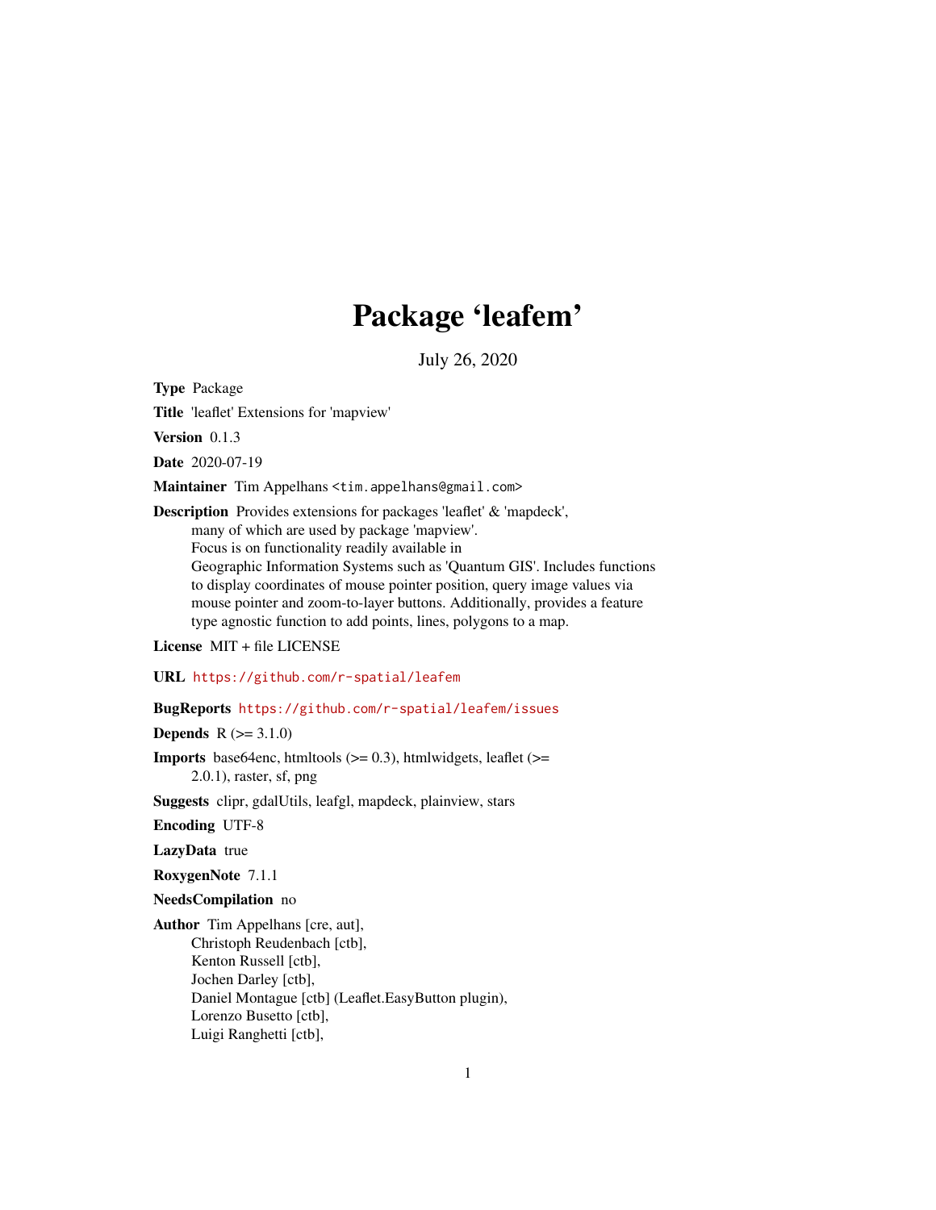# Package 'leafem'

July 26, 2020

**Type** Package

**Title** 'leaflet' Extensions for 'mapview'

**Version** 0.1.3

**Date** 2020-07-19

**Maintainer** Tim Appelhans <tim.appelhans@gmail.com>

**Description** Provides extensions for packages 'leaflet' & 'mapdeck', many of which are used by package 'mapview'. Focus is on functionality readily available in Geographic Information Systems such as 'Quantum GIS'. Includes functions to display coordinates of mouse pointer position, query image values via mouse pointer and zoom-to-layer buttons. Additionally, provides a feature type agnostic function to add points, lines, polygons to a map.

**License** MIT + file LICENSE

**URL** https://github.com/r-spatial/leafem

**BugReports** https://github.com/r-spatial/leafem/issues

**Depends** R (>= 3.1.0)

**Imports** base64enc, htmltools (>= 0.3), htmlwidgets, leaflet (>= 2.0.1), raster, sf, png

**Suggests** clipr, gdalUtils, leafgl, mapdeck, plainview, stars

**Encoding** UTF-8

**LazyData** true

**RoxygenNote** 7.1.1

**NeedsCompilation** no

**Author** Tim Appelhans [cre, aut],
Christoph Reudenbach [ctb],
Kenton Russell [ctb],
Jochen Darley [ctb],
Daniel Montague [ctb] (Leaflet.EasyButton plugin),
Lorenzo Busetto [ctb],
Luigi Ranghetti [ctb],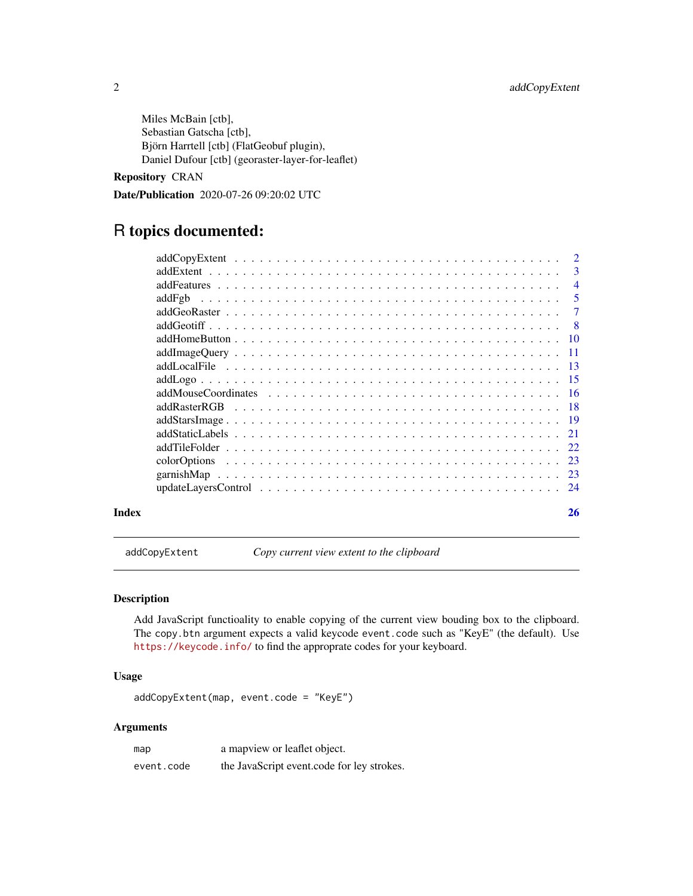Miles McBain [ctb],
Sebastian Gatscha [ctb],
Björn Harrtell [ctb] (FlatGeobuf plugin),
Daniel Dufour [ctb] (georaster-layer-for-leaflet)

**Repository** CRAN

**Date/Publication** 2020-07-26 09:20:02 UTC

# R topics documented:

- addCopyExtent . . . . . . . . . . . . . . . . . . . . . . . . . . . . . . . . . . . 2
- addExtent . . . . . . . . . . . . . . . . . . . . . . . . . . . . . . . . . . . . . . 3
- addFeatures . . . . . . . . . . . . . . . . . . . . . . . . . . . . . . . . . . . . . 4
- addFgb . . . . . . . . . . . . . . . . . . . . . . . . . . . . . . . . . . . . . . . 5
- addGeoRaster . . . . . . . . . . . . . . . . . . . . . . . . . . . . . . . . . . . . 7
- addGeotiff . . . . . . . . . . . . . . . . . . . . . . . . . . . . . . . . . . . . . 8
- addHomeButton . . . . . . . . . . . . . . . . . . . . . . . . . . . . . . . . . . . 10
- addImageQuery . . . . . . . . . . . . . . . . . . . . . . . . . . . . . . . . . . . 11
- addLocalFile . . . . . . . . . . . . . . . . . . . . . . . . . . . . . . . . . . . . 13
- addLogo . . . . . . . . . . . . . . . . . . . . . . . . . . . . . . . . . . . . . . . 15
- addMouseCoordinates . . . . . . . . . . . . . . . . . . . . . . . . . . . . . . . . 16
- addRasterRGB . . . . . . . . . . . . . . . . . . . . . . . . . . . . . . . . . . . . 18
- addStarsImage . . . . . . . . . . . . . . . . . . . . . . . . . . . . . . . . . . . . 19
- addStaticLabels . . . . . . . . . . . . . . . . . . . . . . . . . . . . . . . . . . . 21
- addTileFolder . . . . . . . . . . . . . . . . . . . . . . . . . . . . . . . . . . . . 22
- colorOptions . . . . . . . . . . . . . . . . . . . . . . . . . . . . . . . . . . . . . 23
- garnishMap . . . . . . . . . . . . . . . . . . . . . . . . . . . . . . . . . . . . . . 23
- updateLayersControl . . . . . . . . . . . . . . . . . . . . . . . . . . . . . . . . . 24

**Index** **26**

---

## addCopyExtent *Copy current view extent to the clipboard*

### Description

Add JavaScript functioality to enable copying of the current view bouding box to the clipboard. The `copy.btn` argument expects a valid keycode `event.code` such as "KeyE" (the default). Use https://keycode.info/ to find the approprate codes for your keyboard.

### Usage

```
addCopyExtent(map, event.code = "KeyE")
```

### Arguments

| | |
|---|---|
| `map` | a mapview or leaflet object. |
| `event.code` | the JavaScript event.code for ley strokes. |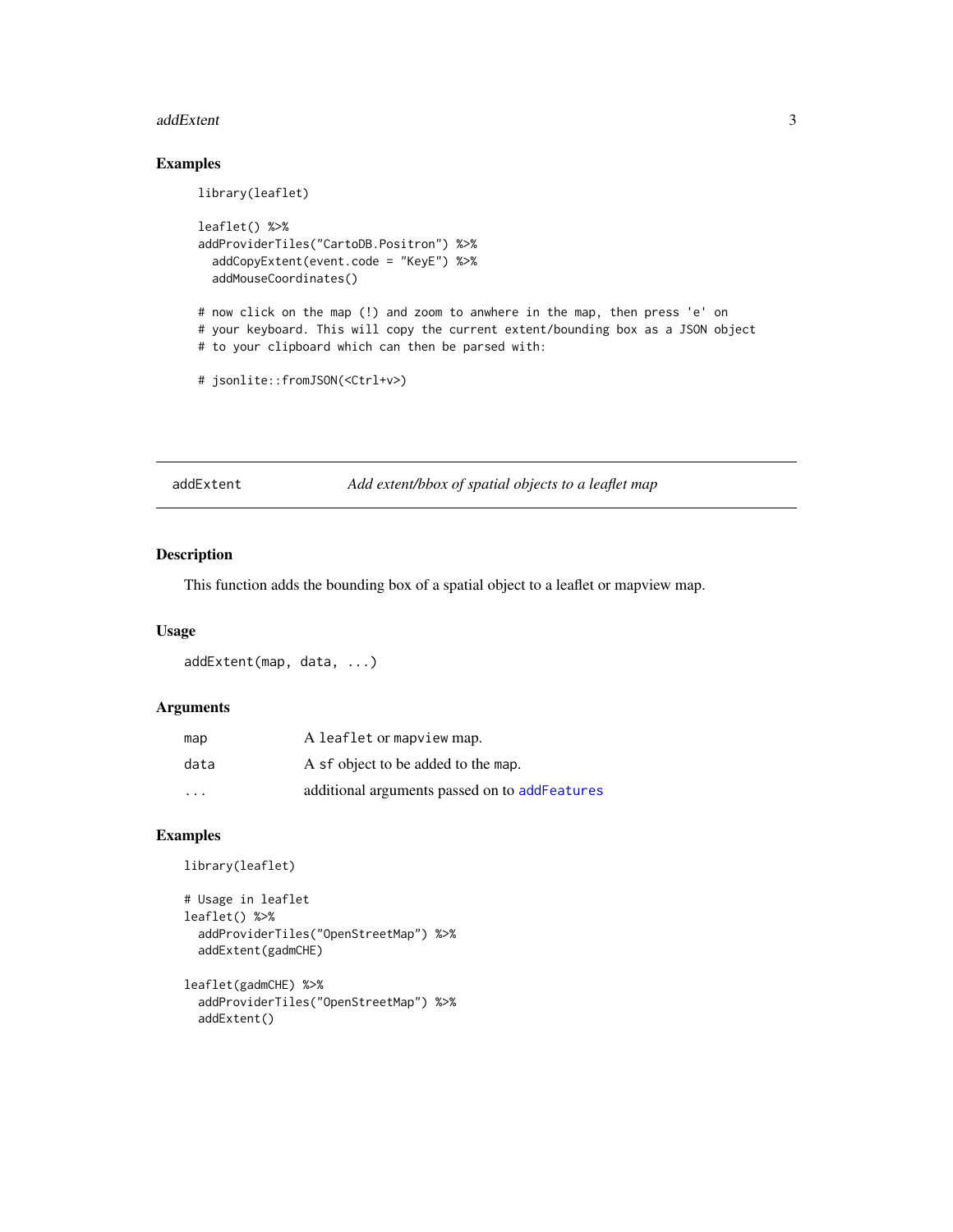## Examples

```
library(leaflet)

leaflet() %>%
addProviderTiles("CartoDB.Positron") %>%
  addCopyExtent(event.code = "KeyE") %>%
  addMouseCoordinates()

# now click on the map (!) and zoom to anwhere in the map, then press 'e' on
# your keyboard. This will copy the current extent/bounding box as a JSON object
# to your clipboard which can then be parsed with:

# jsonlite::fromJSON(<Ctrl+v>)
```

---

# addExtent — *Add extent/bbox of spatial objects to a leaflet map*

---

## Description

This function adds the bounding box of a spatial object to a leaflet or mapview map.

## Usage

```
addExtent(map, data, ...)
```

## Arguments

| | |
|---|---|
| `map` | A `leaflet` or `mapview` map. |
| `data` | A `sf` object to be added to the `map`. |
| `...` | additional arguments passed on to `addFeatures` |

## Examples

```
library(leaflet)

# Usage in leaflet
leaflet() %>%
  addProviderTiles("OpenStreetMap") %>%
  addExtent(gadmCHE)

leaflet(gadmCHE) %>%
  addProviderTiles("OpenStreetMap") %>%
  addExtent()
```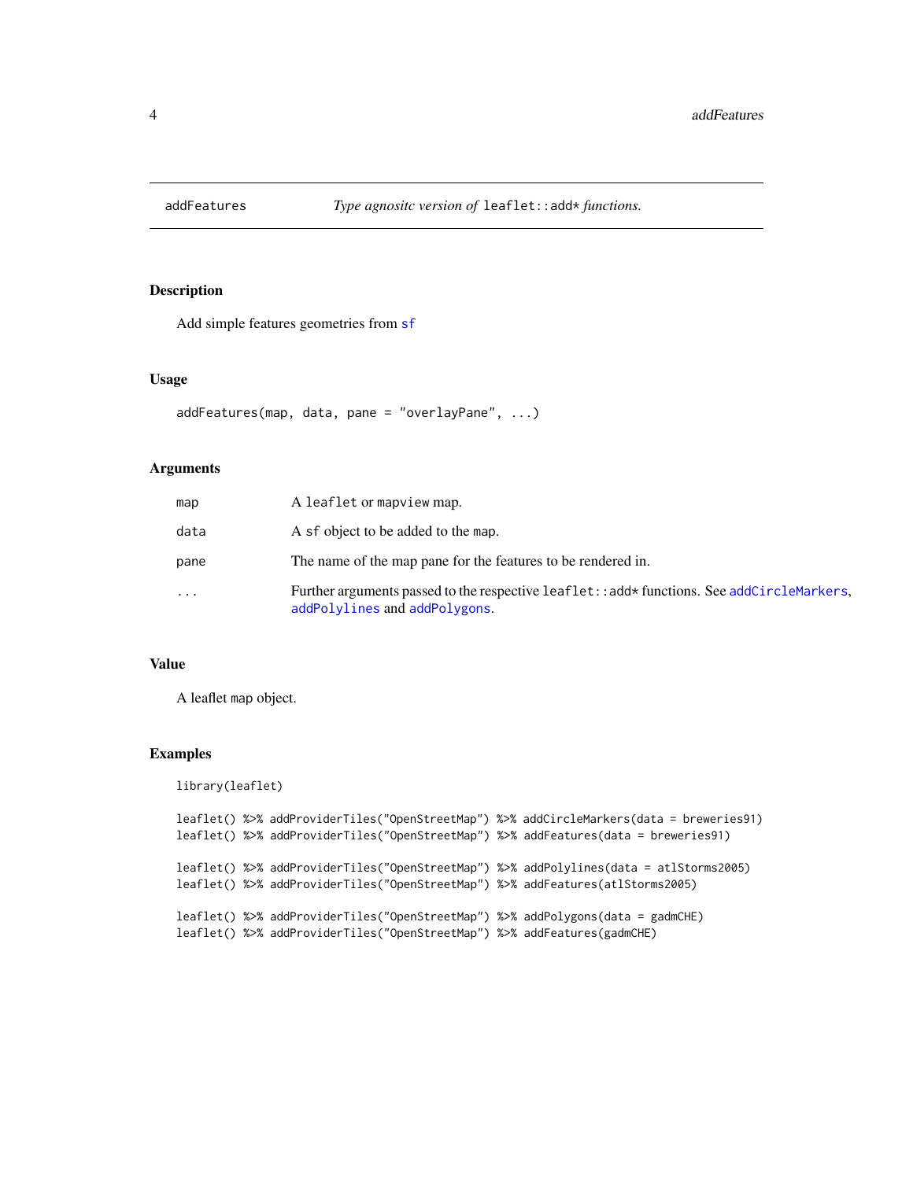addFeatures *Type agnositc version of* `leaflet::add*` *functions.*

## Description

Add simple features geometries from sf

## Usage

```
addFeatures(map, data, pane = "overlayPane", ...)
```

## Arguments

| | |
|---|---|
| `map` | A `leaflet` or `mapview` map. |
| `data` | A `sf` object to be added to the `map`. |
| `pane` | The name of the map pane for the features to be rendered in. |
| `...` | Further arguments passed to the respective `leaflet::add*` functions. See `addCircleMarkers`, `addPolylines` and `addPolygons`. |

## Value

A leaflet `map` object.

## Examples

```
library(leaflet)

leaflet() %>% addProviderTiles("OpenStreetMap") %>% addCircleMarkers(data = breweries91)
leaflet() %>% addProviderTiles("OpenStreetMap") %>% addFeatures(data = breweries91)

leaflet() %>% addProviderTiles("OpenStreetMap") %>% addPolylines(data = atlStorms2005)
leaflet() %>% addProviderTiles("OpenStreetMap") %>% addFeatures(atlStorms2005)

leaflet() %>% addProviderTiles("OpenStreetMap") %>% addPolygons(data = gadmCHE)
leaflet() %>% addProviderTiles("OpenStreetMap") %>% addFeatures(gadmCHE)
```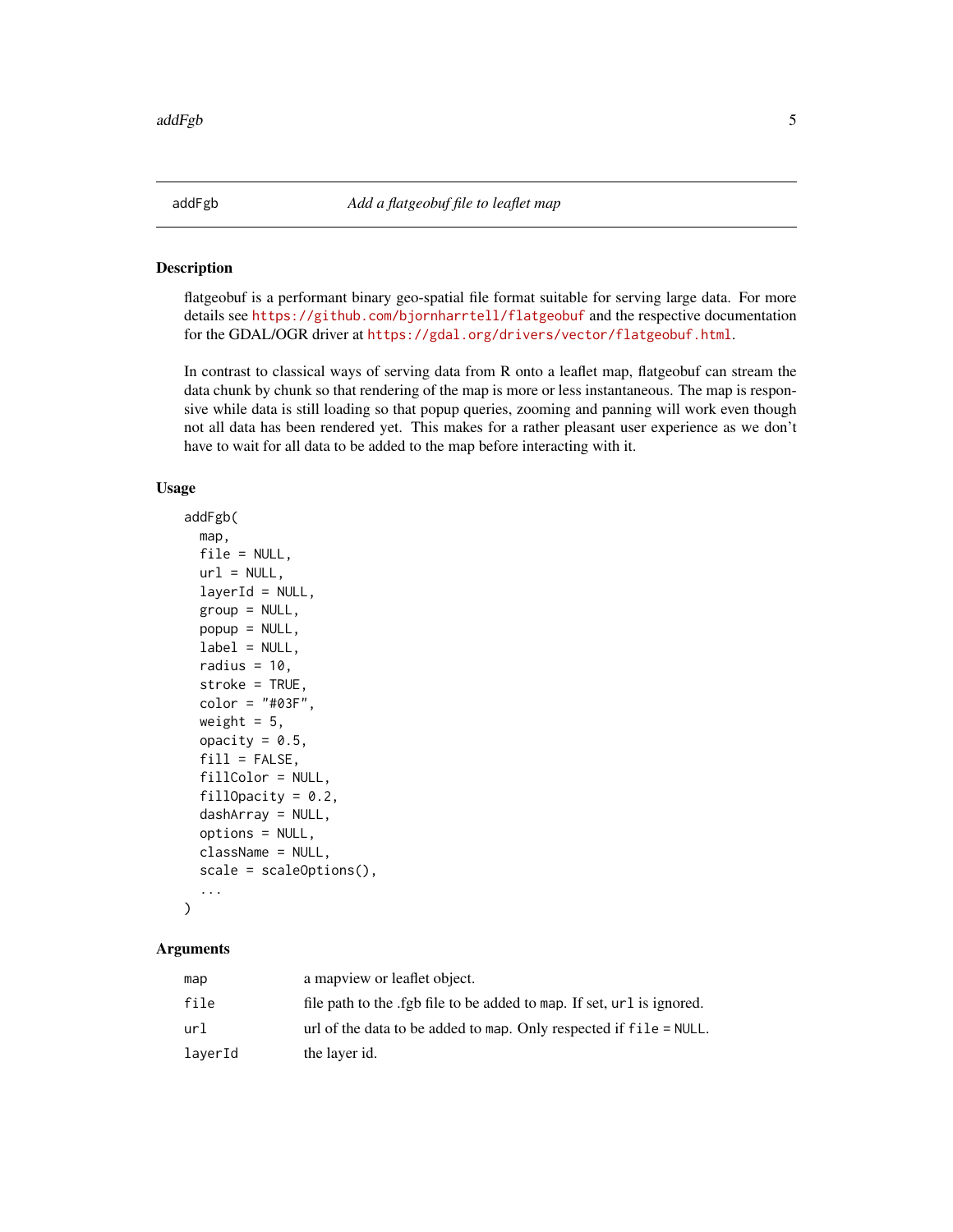## addFgb — *Add a flatgeobuf file to leaflet map*

### Description

flatgeobuf is a performant binary geo-spatial file format suitable for serving large data. For more details see https://github.com/bjornharrtell/flatgeobuf and the respective documentation for the GDAL/OGR driver at https://gdal.org/drivers/vector/flatgeobuf.html.

In contrast to classical ways of serving data from R onto a leaflet map, flatgeobuf can stream the data chunk by chunk so that rendering of the map is more or less instantaneous. The map is responsive while data is still loading so that popup queries, zooming and panning will work even though not all data has been rendered yet. This makes for a rather pleasant user experience as we don't have to wait for all data to be added to the map before interacting with it.

### Usage

```
addFgb(
  map,
  file = NULL,
  url = NULL,
  layerId = NULL,
  group = NULL,
  popup = NULL,
  label = NULL,
  radius = 10,
  stroke = TRUE,
  color = "#03F",
  weight = 5,
  opacity = 0.5,
  fill = FALSE,
  fillColor = NULL,
  fillOpacity = 0.2,
  dashArray = NULL,
  options = NULL,
  className = NULL,
  scale = scaleOptions(),
  ...
)
```

### Arguments

| | |
|---|---|
| `map` | a mapview or leaflet object. |
| `file` | file path to the .fgb file to be added to `map`. If set, `url` is ignored. |
| `url` | url of the data to be added to `map`. Only respected if `file = NULL`. |
| `layerId` | the layer id. |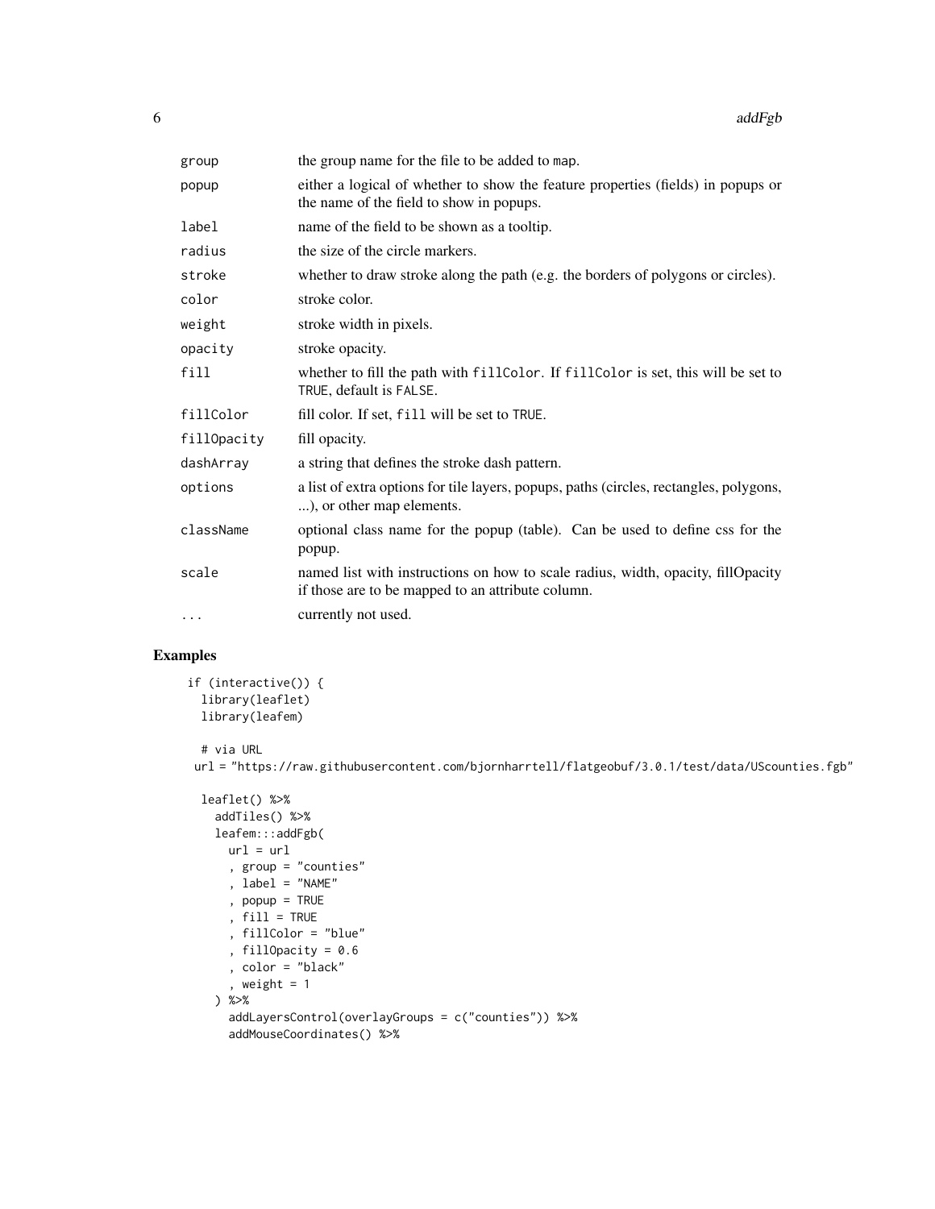| | |
|---|---|
| `group` | the group name for the file to be added to map. |
| `popup` | either a logical of whether to show the feature properties (fields) in popups or the name of the field to show in popups. |
| `label` | name of the field to be shown as a tooltip. |
| `radius` | the size of the circle markers. |
| `stroke` | whether to draw stroke along the path (e.g. the borders of polygons or circles). |
| `color` | stroke color. |
| `weight` | stroke width in pixels. |
| `opacity` | stroke opacity. |
| `fill` | whether to fill the path with `fillColor`. If `fillColor` is set, this will be set to `TRUE`, default is `FALSE`. |
| `fillColor` | fill color. If set, `fill` will be set to `TRUE`. |
| `fillOpacity` | fill opacity. |
| `dashArray` | a string that defines the stroke dash pattern. |
| `options` | a list of extra options for tile layers, popups, paths (circles, rectangles, polygons, ...), or other map elements. |
| `className` | optional class name for the popup (table). Can be used to define css for the popup. |
| `scale` | named list with instructions on how to scale radius, width, opacity, fillOpacity if those are to be mapped to an attribute column. |
| `...` | currently not used. |

## Examples

```
if (interactive()) {
  library(leaflet)
  library(leafem)

  # via URL
 url = "https://raw.githubusercontent.com/bjornharrtell/flatgeobuf/3.0.1/test/data/UScounties.fgb"

  leaflet() %>%
    addTiles() %>%
    leafem:::addFgb(
      url = url
      , group = "counties"
      , label = "NAME"
      , popup = TRUE
      , fill = TRUE
      , fillColor = "blue"
      , fillOpacity = 0.6
      , color = "black"
      , weight = 1
    ) %>%
      addLayersControl(overlayGroups = c("counties")) %>%
      addMouseCoordinates() %>%
```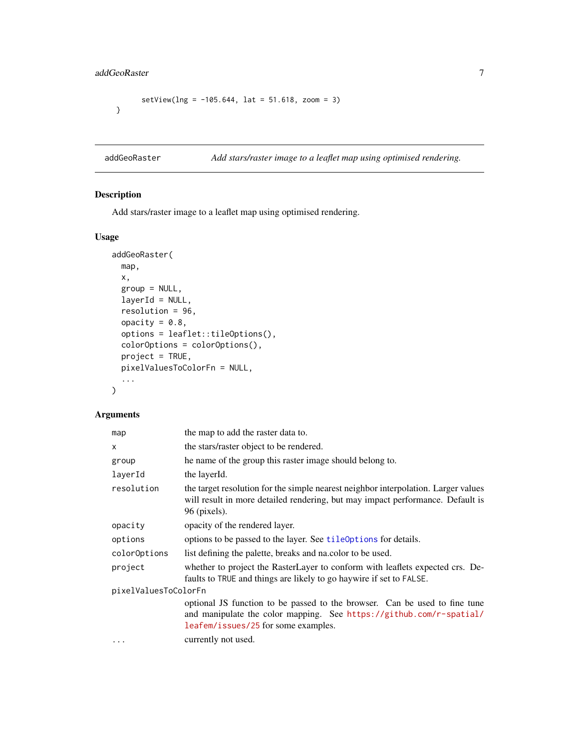```
    setView(lng = -105.644, lat = 51.618, zoom = 3)
}
```

## addGeoRaster — *Add stars/raster image to a leaflet map using optimised rendering.*

### Description

Add stars/raster image to a leaflet map using optimised rendering.

### Usage

```
addGeoRaster(
  map,
  x,
  group = NULL,
  layerId = NULL,
  resolution = 96,
  opacity = 0.8,
  options = leaflet::tileOptions(),
  colorOptions = colorOptions(),
  project = TRUE,
  pixelValuesToColorFn = NULL,
  ...
)
```

### Arguments

| Argument | Description |
|---|---|
| `map` | the map to add the raster data to. |
| `x` | the stars/raster object to be rendered. |
| `group` | he name of the group this raster image should belong to. |
| `layerId` | the layerId. |
| `resolution` | the target resolution for the simple nearest neighbor interpolation. Larger values will result in more detailed rendering, but may impact performance. Default is 96 (pixels). |
| `opacity` | opacity of the rendered layer. |
| `options` | options to be passed to the layer. See `tileOptions` for details. |
| `colorOptions` | list defining the palette, breaks and na.color to be used. |
| `project` | whether to project the RasterLayer to conform with leaflets expected crs. Defaults to `TRUE` and things are likely to go haywire if set to `FALSE`. |
| `pixelValuesToColorFn` | optional JS function to be passed to the browser. Can be used to fine tune and manipulate the color mapping. See https://github.com/r-spatial/leafem/issues/25 for some examples. |
| `...` | currently not used. |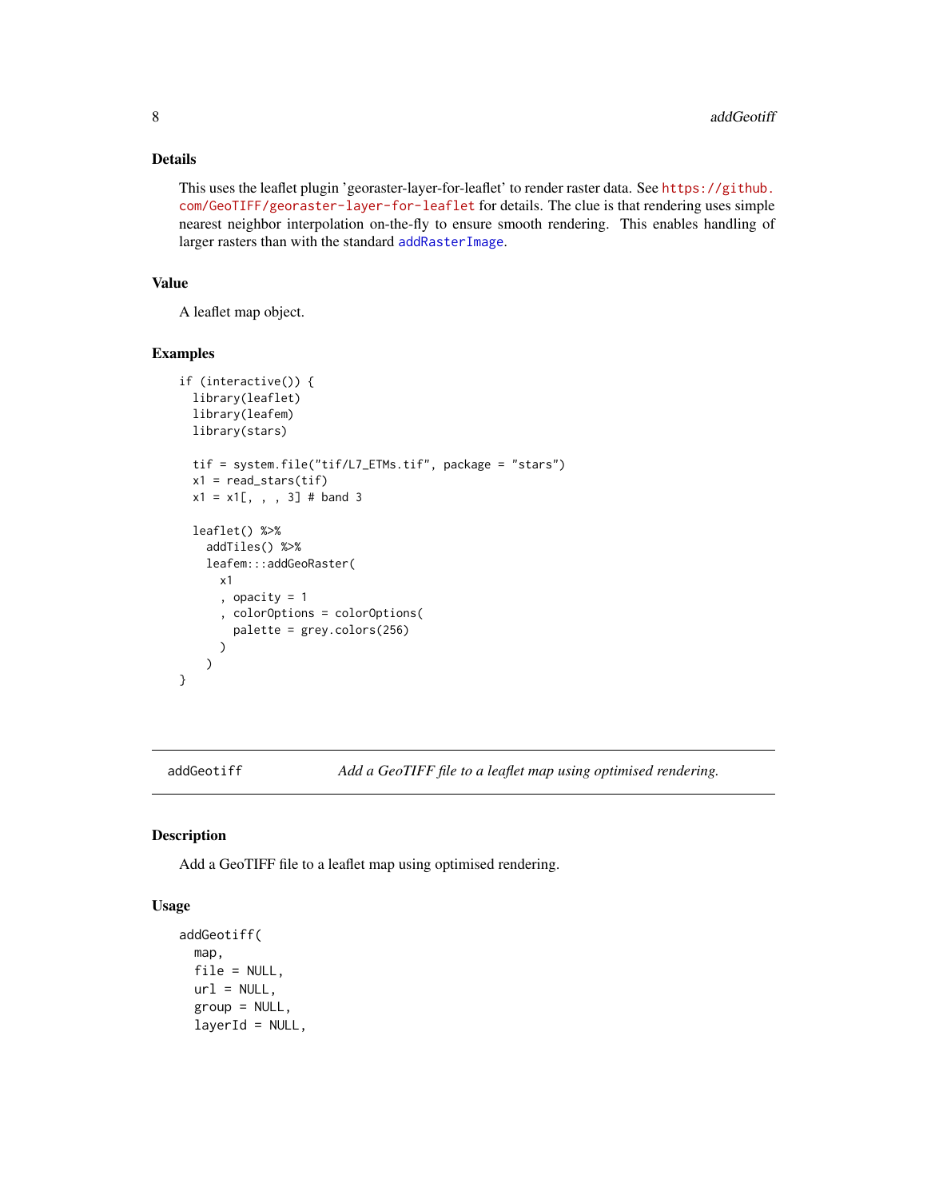### Details

This uses the leaflet plugin 'georaster-layer-for-leaflet' to render raster data. See https://github.com/GeoTIFF/georaster-layer-for-leaflet for details. The clue is that rendering uses simple nearest neighbor interpolation on-the-fly to ensure smooth rendering. This enables handling of larger rasters than with the standard addRasterImage.

### Value

A leaflet map object.

### Examples

```
if (interactive()) {
  library(leaflet)
  library(leafem)
  library(stars)

  tif = system.file("tif/L7_ETMs.tif", package = "stars")
  x1 = read_stars(tif)
  x1 = x1[, , , 3] # band 3

  leaflet() %>%
    addTiles() %>%
    leafem:::addGeoRaster(
      x1
      , opacity = 1
      , colorOptions = colorOptions(
        palette = grey.colors(256)
      )
    )
}
```

---

## addGeotiff — *Add a GeoTIFF file to a leaflet map using optimised rendering.*

### Description

Add a GeoTIFF file to a leaflet map using optimised rendering.

### Usage

```
addGeotiff(
  map,
  file = NULL,
  url = NULL,
  group = NULL,
  layerId = NULL,
```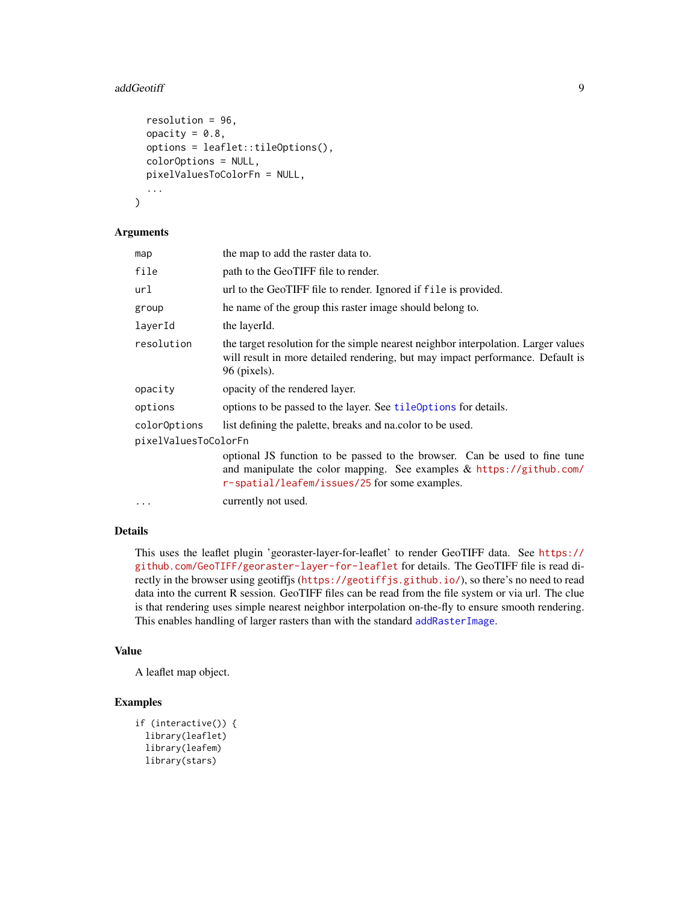```
  resolution = 96,
  opacity = 0.8,
  options = leaflet::tileOptions(),
  colorOptions = NULL,
  pixelValuesToColorFn = NULL,
  ...
)
```

## Arguments

| | |
|---|---|
| `map` | the map to add the raster data to. |
| `file` | path to the GeoTIFF file to render. |
| `url` | url to the GeoTIFF file to render. Ignored if `file` is provided. |
| `group` | he name of the group this raster image should belong to. |
| `layerId` | the layerId. |
| `resolution` | the target resolution for the simple nearest neighbor interpolation. Larger values will result in more detailed rendering, but may impact performance. Default is 96 (pixels). |
| `opacity` | opacity of the rendered layer. |
| `options` | options to be passed to the layer. See `tileOptions` for details. |
| `colorOptions` | list defining the palette, breaks and na.color to be used. |
| `pixelValuesToColorFn` | optional JS function to be passed to the browser. Can be used to fine tune and manipulate the color mapping. See examples & https://github.com/r-spatial/leafem/issues/25 for some examples. |
| `...` | currently not used. |

## Details

This uses the leaflet plugin 'georaster-layer-for-leaflet' to render GeoTIFF data. See https://github.com/GeoTIFF/georaster-layer-for-leaflet for details. The GeoTIFF file is read directly in the browser using geotiffjs (https://geotiffjs.github.io/), so there's no need to read data into the current R session. GeoTIFF files can be read from the file system or via url. The clue is that rendering uses simple nearest neighbor interpolation on-the-fly to ensure smooth rendering. This enables handling of larger rasters than with the standard `addRasterImage`.

## Value

A leaflet map object.

## Examples

```
if (interactive()) {
  library(leaflet)
  library(leafem)
  library(stars)
```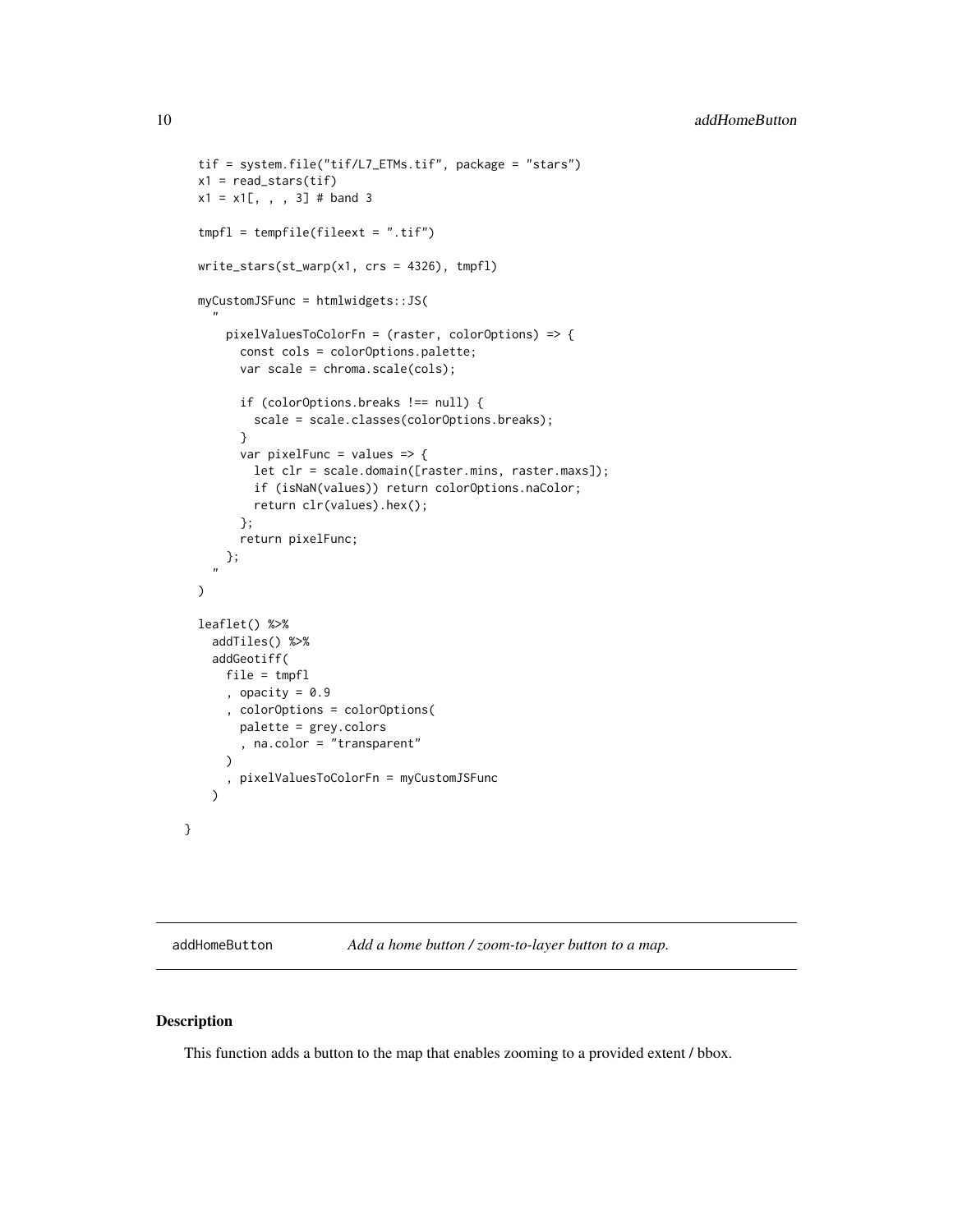```
  tif = system.file("tif/L7_ETMs.tif", package = "stars")
  x1 = read_stars(tif)
  x1 = x1[, , , 3] # band 3

  tmpfl = tempfile(fileext = ".tif")

  write_stars(st_warp(x1, crs = 4326), tmpfl)

  myCustomJSFunc = htmlwidgets::JS(
    "
      pixelValuesToColorFn = (raster, colorOptions) => {
        const cols = colorOptions.palette;
        var scale = chroma.scale(cols);

        if (colorOptions.breaks !== null) {
          scale = scale.classes(colorOptions.breaks);
        }
        var pixelFunc = values => {
          let clr = scale.domain([raster.mins, raster.maxs]);
          if (isNaN(values)) return colorOptions.naColor;
          return clr(values).hex();
        };
        return pixelFunc;
      };
    "
  )

  leaflet() %>%
    addTiles() %>%
    addGeotiff(
      file = tmpfl
      , opacity = 0.9
      , colorOptions = colorOptions(
        palette = grey.colors
        , na.color = "transparent"
      )
      , pixelValuesToColorFn = myCustomJSFunc
    )

}
```

---

## addHomeButton *Add a home button / zoom-to-layer button to a map.*

---

### Description

This function adds a button to the map that enables zooming to a provided extent / bbox.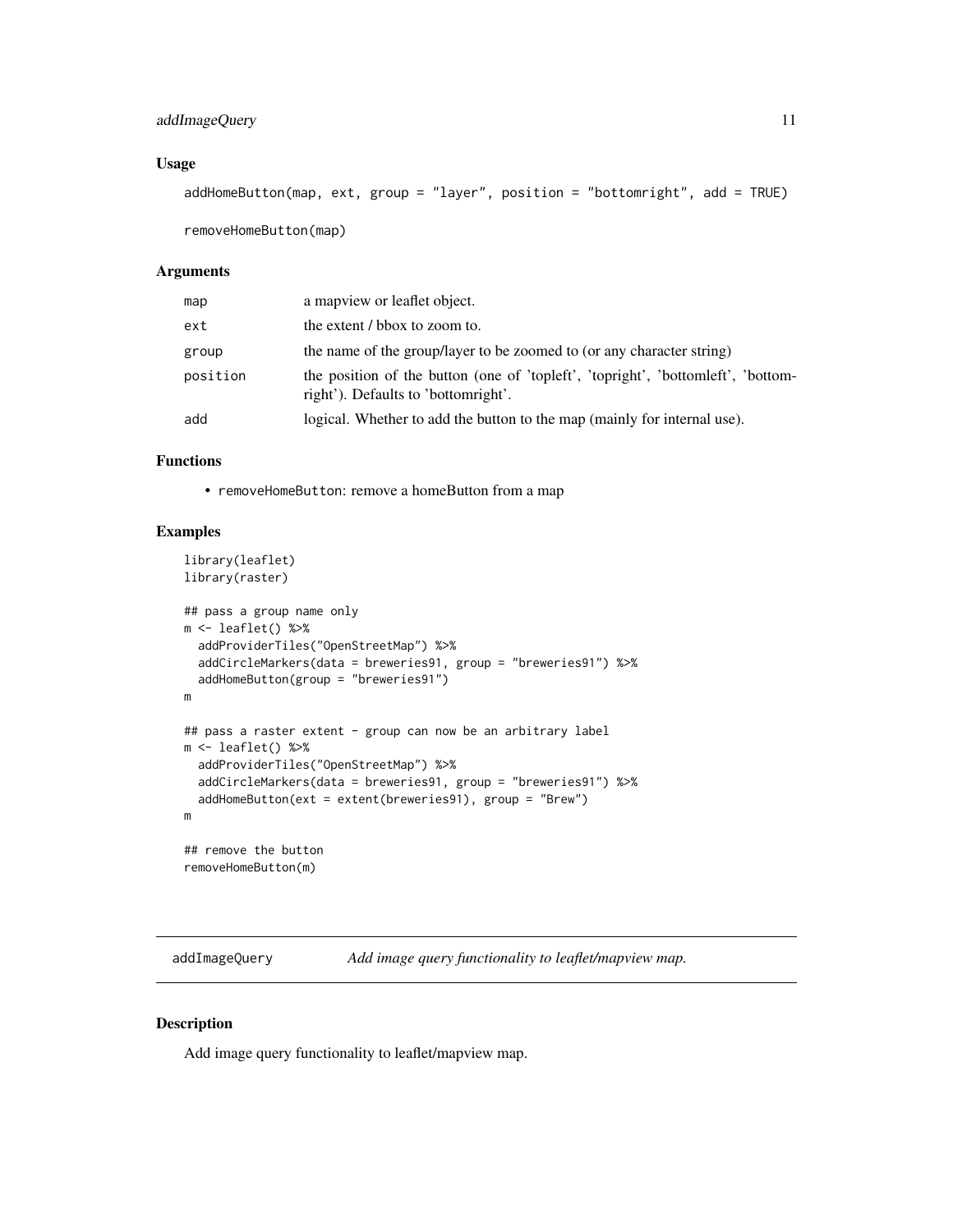### Usage

```
addHomeButton(map, ext, group = "layer", position = "bottomright", add = TRUE)

removeHomeButton(map)
```

### Arguments

| | |
|---|---|
| map | a mapview or leaflet object. |
| ext | the extent / bbox to zoom to. |
| group | the name of the group/layer to be zoomed to (or any character string) |
| position | the position of the button (one of 'topleft', 'topright', 'bottomleft', 'bottomright'). Defaults to 'bottomright'. |
| add | logical. Whether to add the button to the map (mainly for internal use). |

### Functions

- removeHomeButton: remove a homeButton from a map

### Examples

```
library(leaflet)
library(raster)

## pass a group name only
m <- leaflet() %>%
  addProviderTiles("OpenStreetMap") %>%
  addCircleMarkers(data = breweries91, group = "breweries91") %>%
  addHomeButton(group = "breweries91")
m

## pass a raster extent - group can now be an arbitrary label
m <- leaflet() %>%
  addProviderTiles("OpenStreetMap") %>%
  addCircleMarkers(data = breweries91, group = "breweries91") %>%
  addHomeButton(ext = extent(breweries91), group = "Brew")
m

## remove the button
removeHomeButton(m)
```

## addImageQuery *Add image query functionality to leaflet/mapview map.*

### Description

Add image query functionality to leaflet/mapview map.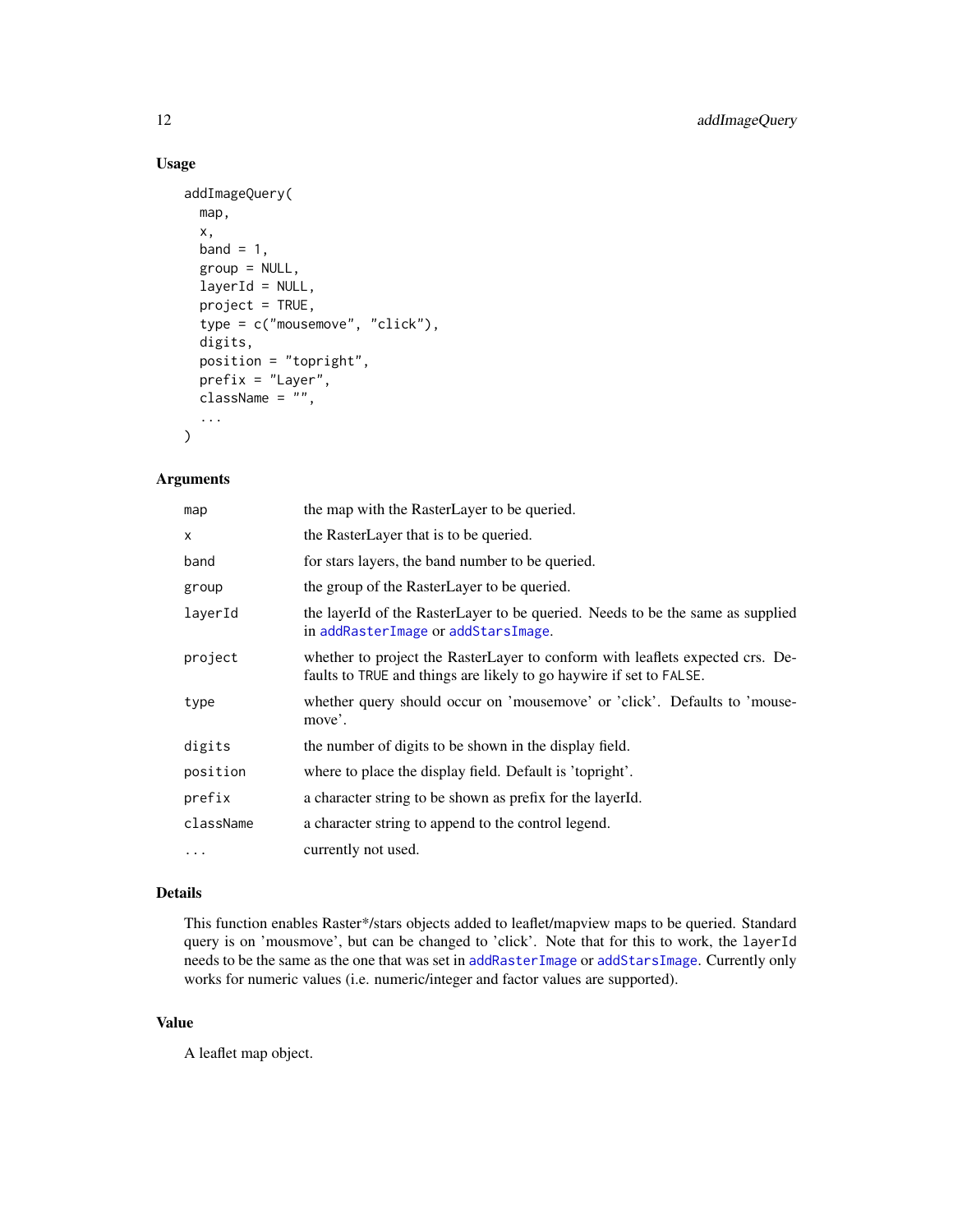### Usage

```
addImageQuery(
  map,
  x,
  band = 1,
  group = NULL,
  layerId = NULL,
  project = TRUE,
  type = c("mousemove", "click"),
  digits,
  position = "topright",
  prefix = "Layer",
  className = "",
  ...
)
```

### Arguments

| | |
|---|---|
| `map` | the map with the RasterLayer to be queried. |
| `x` | the RasterLayer that is to be queried. |
| `band` | for stars layers, the band number to be queried. |
| `group` | the group of the RasterLayer to be queried. |
| `layerId` | the layerId of the RasterLayer to be queried. Needs to be the same as supplied in `addRasterImage` or `addStarsImage`. |
| `project` | whether to project the RasterLayer to conform with leaflets expected crs. Defaults to `TRUE` and things are likely to go haywire if set to `FALSE`. |
| `type` | whether query should occur on 'mousemove' or 'click'. Defaults to 'mousemove'. |
| `digits` | the number of digits to be shown in the display field. |
| `position` | where to place the display field. Default is 'topright'. |
| `prefix` | a character string to be shown as prefix for the layerId. |
| `className` | a character string to append to the control legend. |
| `...` | currently not used. |

### Details

This function enables Raster*/stars objects added to leaflet/mapview maps to be queried. Standard query is on 'mousmove', but can be changed to 'click'. Note that for this to work, the `layerId` needs to be the same as the one that was set in `addRasterImage` or `addStarsImage`. Currently only works for numeric values (i.e. numeric/integer and factor values are supported).

### Value

A leaflet map object.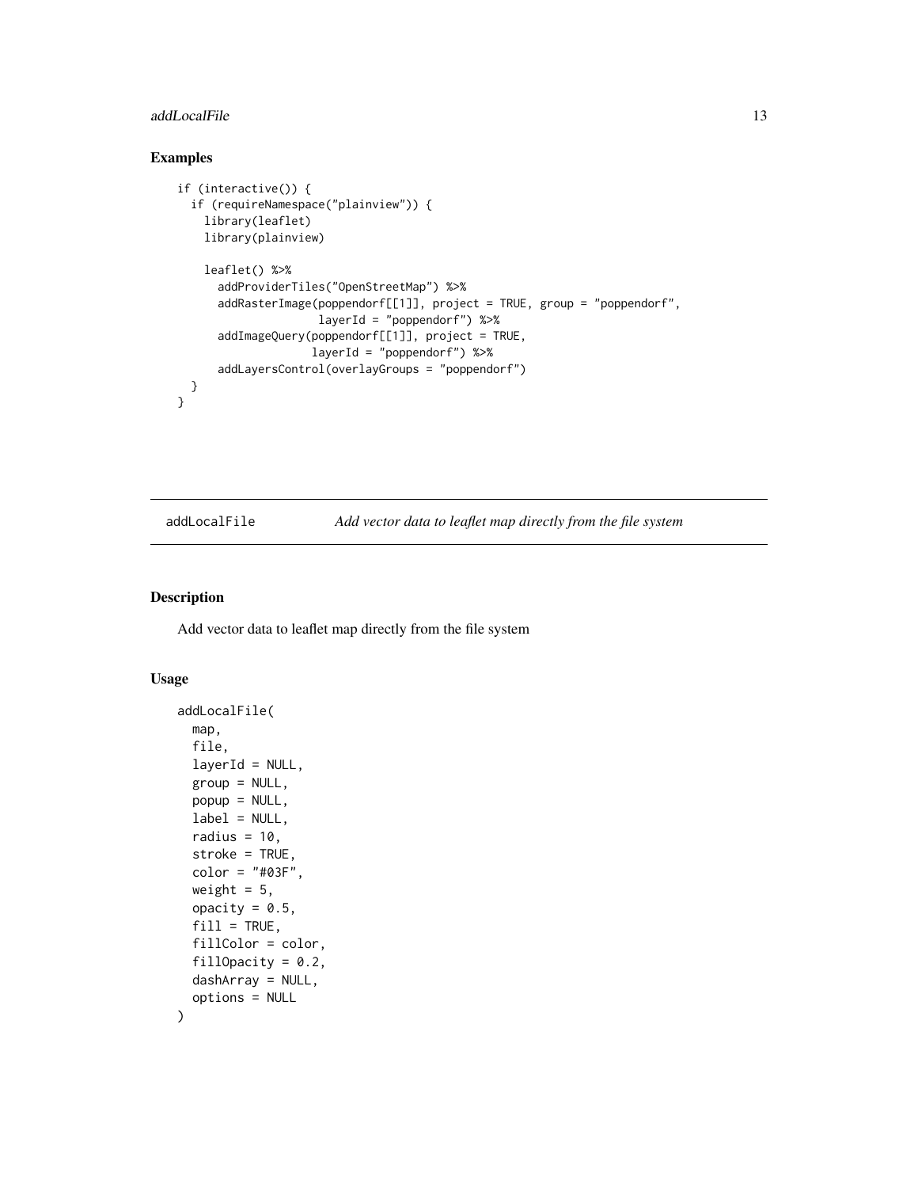### Examples

```
if (interactive()) {
  if (requireNamespace("plainview")) {
    library(leaflet)
    library(plainview)

    leaflet() %>%
      addProviderTiles("OpenStreetMap") %>%
      addRasterImage(poppendorf[[1]], project = TRUE, group = "poppendorf",
                     layerId = "poppendorf") %>%
      addImageQuery(poppendorf[[1]], project = TRUE,
                    layerId = "poppendorf") %>%
      addLayersControl(overlayGroups = "poppendorf")
  }
}
```

---

## addLocalFile    *Add vector data to leaflet map directly from the file system*

---

### Description

Add vector data to leaflet map directly from the file system

### Usage

```
addLocalFile(
  map,
  file,
  layerId = NULL,
  group = NULL,
  popup = NULL,
  label = NULL,
  radius = 10,
  stroke = TRUE,
  color = "#03F",
  weight = 5,
  opacity = 0.5,
  fill = TRUE,
  fillColor = color,
  fillOpacity = 0.2,
  dashArray = NULL,
  options = NULL
)
```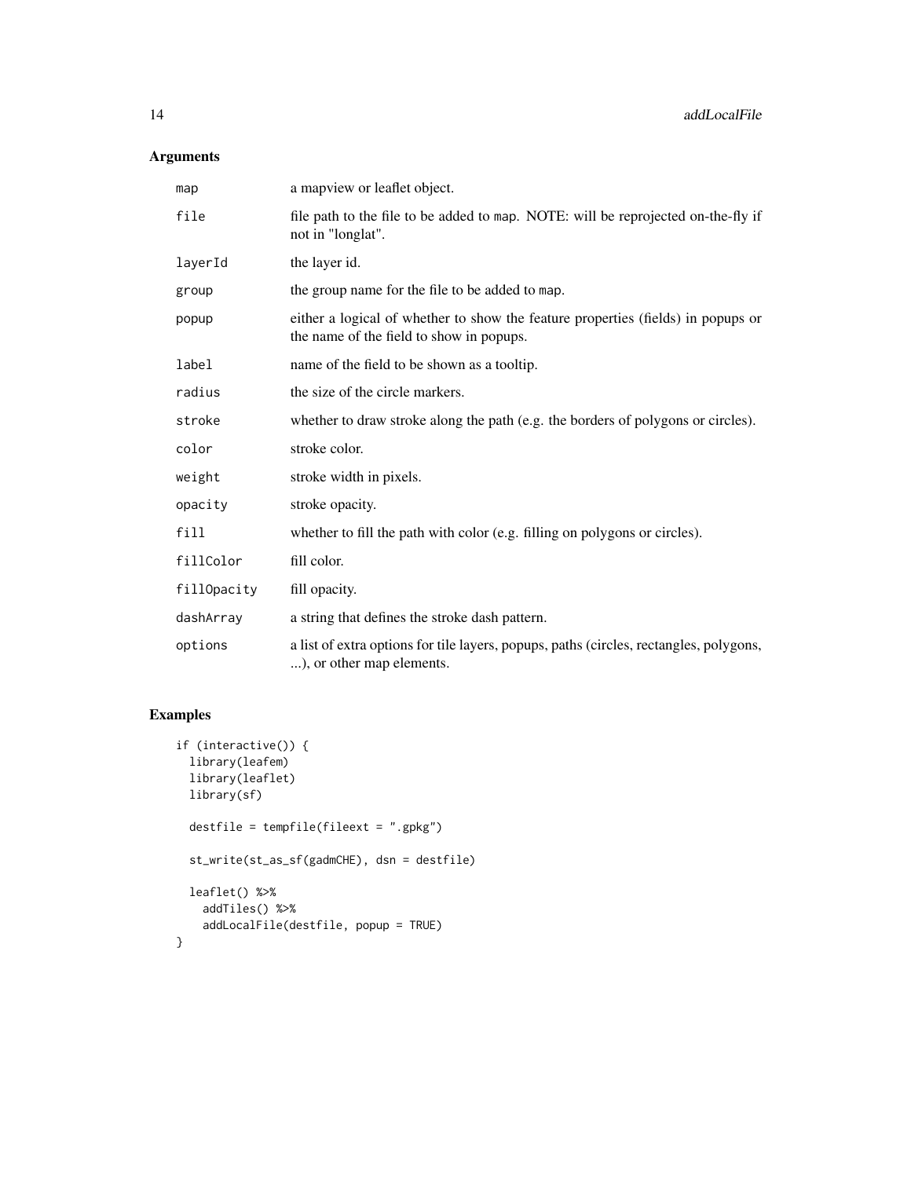## Arguments

| | |
|---|---|
| `map` | a mapview or leaflet object. |
| `file` | file path to the file to be added to `map`. NOTE: will be reprojected on-the-fly if not in "longlat". |
| `layerId` | the layer id. |
| `group` | the group name for the file to be added to `map`. |
| `popup` | either a logical of whether to show the feature properties (fields) in popups or the name of the field to show in popups. |
| `label` | name of the field to be shown as a tooltip. |
| `radius` | the size of the circle markers. |
| `stroke` | whether to draw stroke along the path (e.g. the borders of polygons or circles). |
| `color` | stroke color. |
| `weight` | stroke width in pixels. |
| `opacity` | stroke opacity. |
| `fill` | whether to fill the path with color (e.g. filling on polygons or circles). |
| `fillColor` | fill color. |
| `fillOpacity` | fill opacity. |
| `dashArray` | a string that defines the stroke dash pattern. |
| `options` | a list of extra options for tile layers, popups, paths (circles, rectangles, polygons, ...), or other map elements. |

## Examples

```
if (interactive()) {
  library(leafem)
  library(leaflet)
  library(sf)

  destfile = tempfile(fileext = ".gpkg")

  st_write(st_as_sf(gadmCHE), dsn = destfile)

  leaflet() %>%
    addTiles() %>%
    addLocalFile(destfile, popup = TRUE)
}
```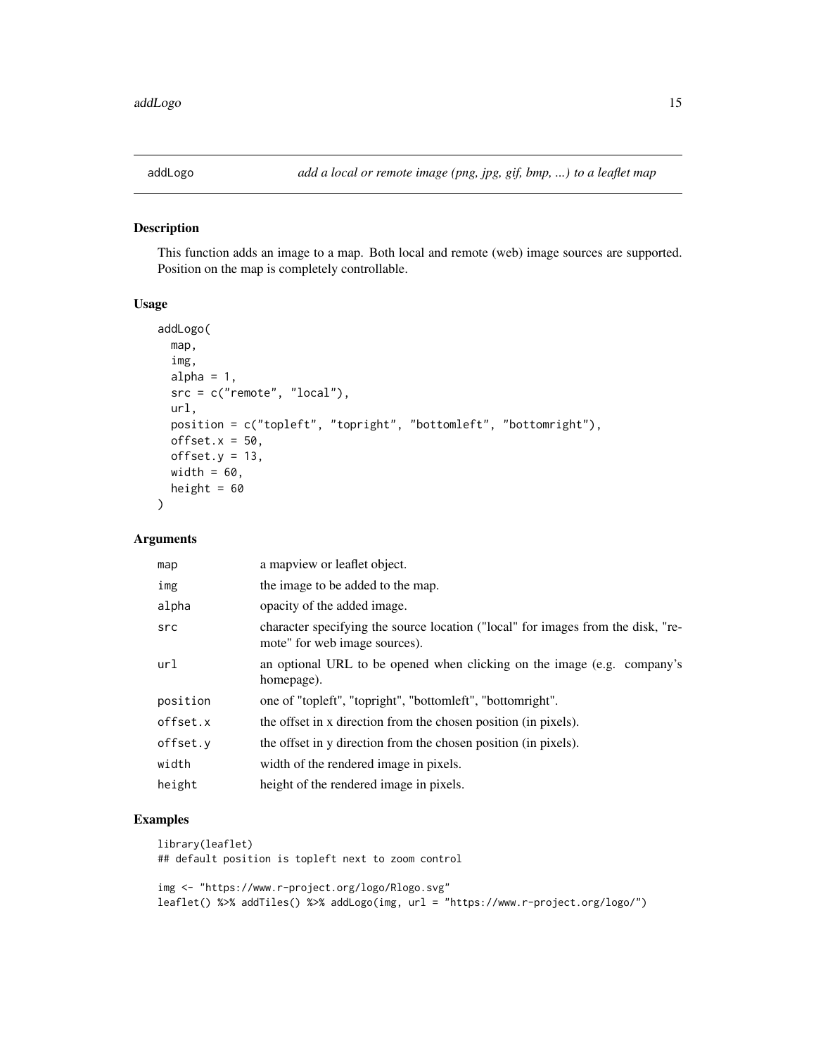## addLogo — *add a local or remote image (png, jpg, gif, bmp, ...) to a leaflet map*

### Description

This function adds an image to a map. Both local and remote (web) image sources are supported. Position on the map is completely controllable.

### Usage

```
addLogo(
  map,
  img,
  alpha = 1,
  src = c("remote", "local"),
  url,
  position = c("topleft", "topright", "bottomleft", "bottomright"),
  offset.x = 50,
  offset.y = 13,
  width = 60,
  height = 60
)
```

### Arguments

| | |
|---|---|
| map | a mapview or leaflet object. |
| img | the image to be added to the map. |
| alpha | opacity of the added image. |
| src | character specifying the source location ("local" for images from the disk, "remote" for web image sources). |
| url | an optional URL to be opened when clicking on the image (e.g. company's homepage). |
| position | one of "topleft", "topright", "bottomleft", "bottomright". |
| offset.x | the offset in x direction from the chosen position (in pixels). |
| offset.y | the offset in y direction from the chosen position (in pixels). |
| width | width of the rendered image in pixels. |
| height | height of the rendered image in pixels. |

### Examples

```
library(leaflet)
## default position is topleft next to zoom control

img <- "https://www.r-project.org/logo/Rlogo.svg"
leaflet() %>% addTiles() %>% addLogo(img, url = "https://www.r-project.org/logo/")
```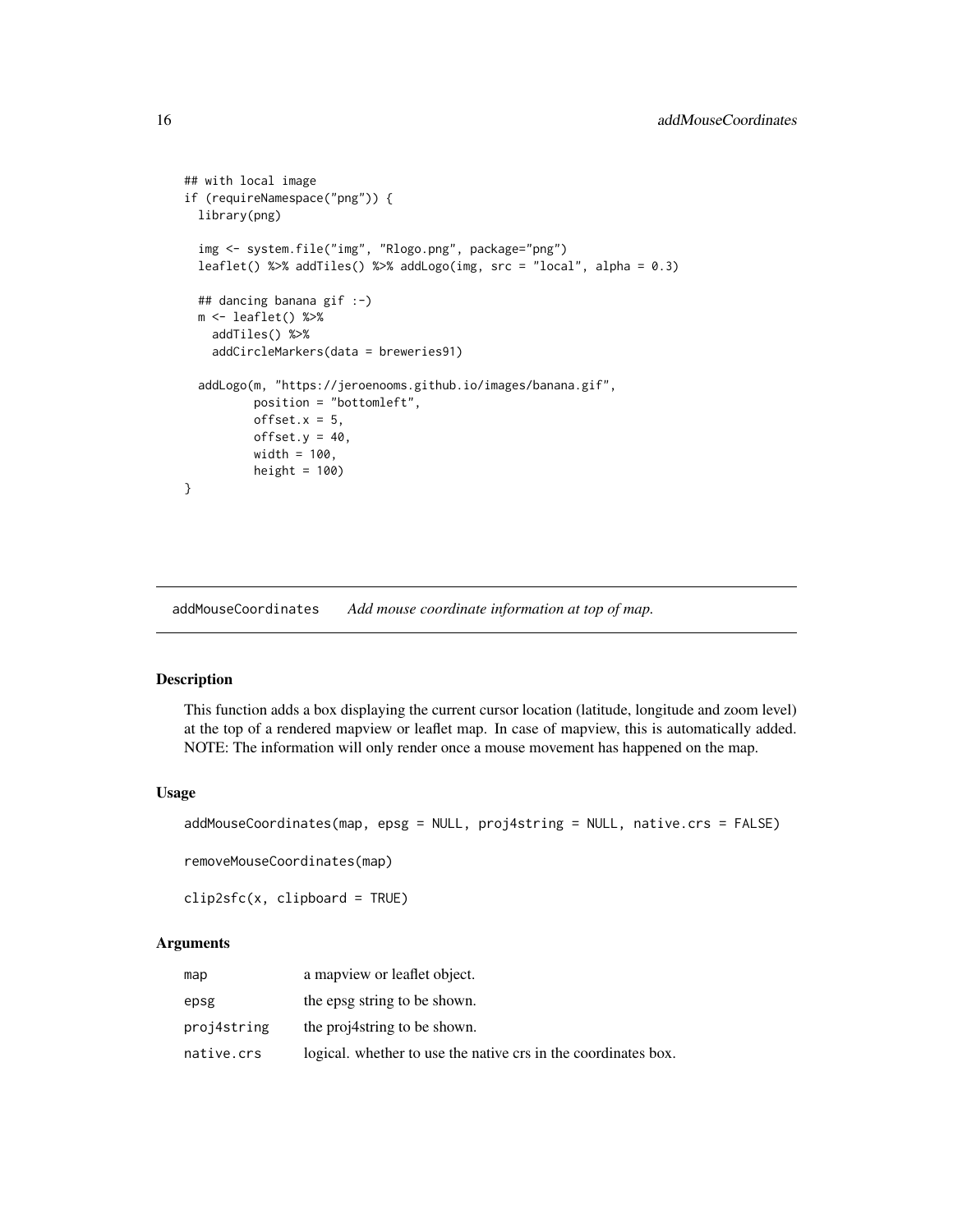```
## with local image
if (requireNamespace("png")) {
  library(png)

  img <- system.file("img", "Rlogo.png", package="png")
  leaflet() %>% addTiles() %>% addLogo(img, src = "local", alpha = 0.3)

  ## dancing banana gif :-)
  m <- leaflet() %>%
    addTiles() %>%
    addCircleMarkers(data = breweries91)

  addLogo(m, "https://jeroenooms.github.io/images/banana.gif",
          position = "bottomleft",
          offset.x = 5,
          offset.y = 40,
          width = 100,
          height = 100)
}
```

## addMouseCoordinates *Add mouse coordinate information at top of map.*

### Description

This function adds a box displaying the current cursor location (latitude, longitude and zoom level) at the top of a rendered mapview or leaflet map. In case of mapview, this is automatically added. NOTE: The information will only render once a mouse movement has happened on the map.

### Usage

```
addMouseCoordinates(map, epsg = NULL, proj4string = NULL, native.crs = FALSE)

removeMouseCoordinates(map)

clip2sfc(x, clipboard = TRUE)
```

### Arguments

| | |
|---|---|
| map | a mapview or leaflet object. |
| epsg | the epsg string to be shown. |
| proj4string | the proj4string to be shown. |
| native.crs | logical. whether to use the native crs in the coordinates box. |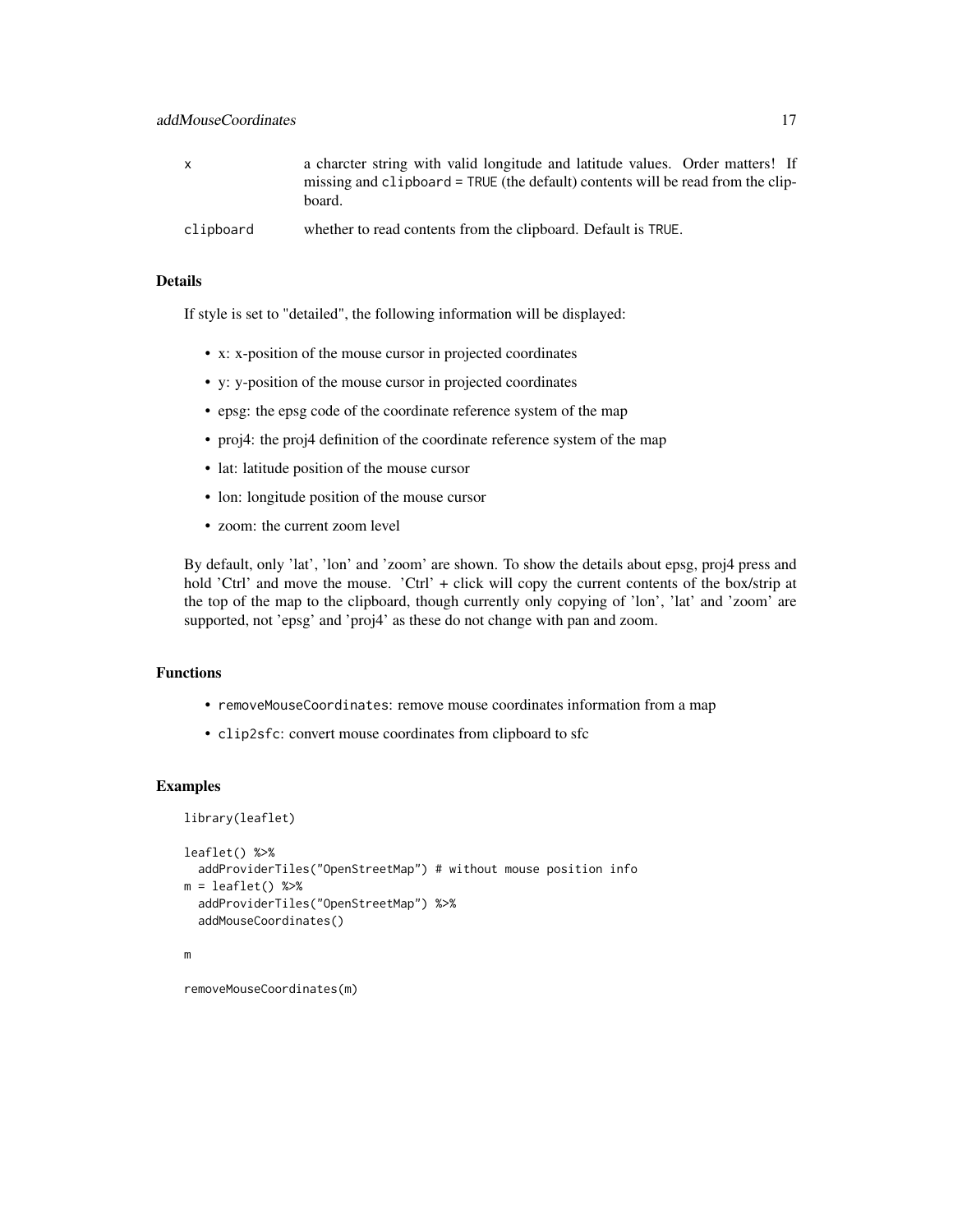| | |
|---|---|
| x | a charcter string with valid longitude and latitude values. Order matters! If missing and `clipboard = TRUE` (the default) contents will be read from the clipboard. |
| clipboard | whether to read contents from the clipboard. Default is `TRUE`. |

## Details

If style is set to "detailed", the following information will be displayed:

- x: x-position of the mouse cursor in projected coordinates
- y: y-position of the mouse cursor in projected coordinates
- epsg: the epsg code of the coordinate reference system of the map
- proj4: the proj4 definition of the coordinate reference system of the map
- lat: latitude position of the mouse cursor
- lon: longitude position of the mouse cursor
- zoom: the current zoom level

By default, only 'lat', 'lon' and 'zoom' are shown. To show the details about epsg, proj4 press and hold 'Ctrl' and move the mouse. 'Ctrl' + click will copy the current contents of the box/strip at the top of the map to the clipboard, though currently only copying of 'lon', 'lat' and 'zoom' are supported, not 'epsg' and 'proj4' as these do not change with pan and zoom.

## Functions

- `removeMouseCoordinates`: remove mouse coordinates information from a map
- `clip2sfc`: convert mouse coordinates from clipboard to sfc

## Examples

```
library(leaflet)

leaflet() %>%
  addProviderTiles("OpenStreetMap") # without mouse position info
m = leaflet() %>%
  addProviderTiles("OpenStreetMap") %>%
  addMouseCoordinates()

m

removeMouseCoordinates(m)
```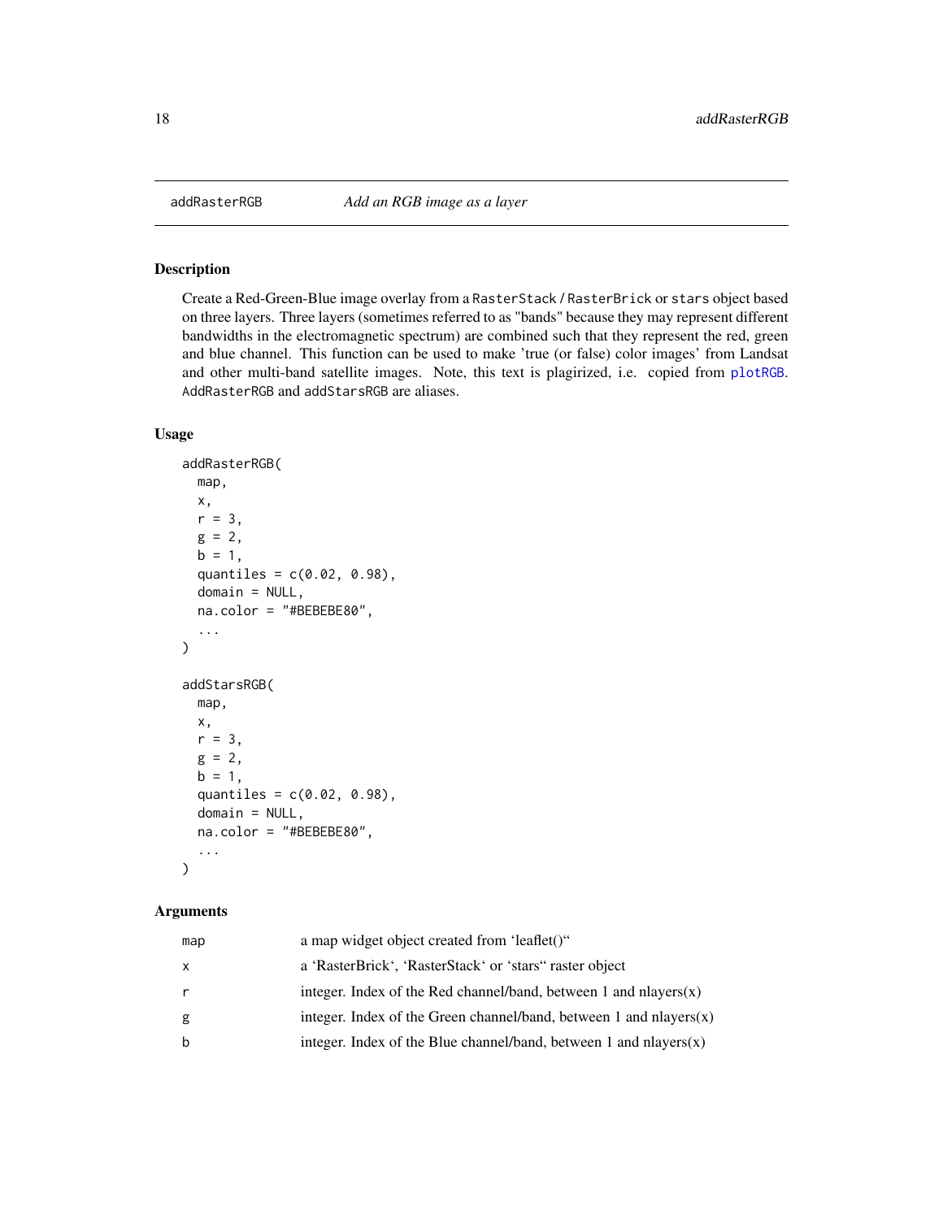## addRasterRGB — *Add an RGB image as a layer*

### Description

Create a Red-Green-Blue image overlay from a `RasterStack` / `RasterBrick` or `stars` object based on three layers. Three layers (sometimes referred to as "bands" because they may represent different bandwidths in the electromagnetic spectrum) are combined such that they represent the red, green and blue channel. This function can be used to make 'true (or false) color images' from Landsat and other multi-band satellite images. Note, this text is plagirized, i.e. copied from `plotRGB`. `AddRasterRGB` and `addStarsRGB` are aliases.

### Usage

```
addRasterRGB(
  map,
  x,
  r = 3,
  g = 2,
  b = 1,
  quantiles = c(0.02, 0.98),
  domain = NULL,
  na.color = "#BEBEBE80",
  ...
)

addStarsRGB(
  map,
  x,
  r = 3,
  g = 2,
  b = 1,
  quantiles = c(0.02, 0.98),
  domain = NULL,
  na.color = "#BEBEBE80",
  ...
)
```

### Arguments

| | |
|---|---|
| `map` | a map widget object created from 'leaflet()" |
| `x` | a 'RasterBrick', 'RasterStack' or 'stars" raster object |
| `r` | integer. Index of the Red channel/band, between 1 and nlayers(x) |
| `g` | integer. Index of the Green channel/band, between 1 and nlayers(x) |
| `b` | integer. Index of the Blue channel/band, between 1 and nlayers(x) |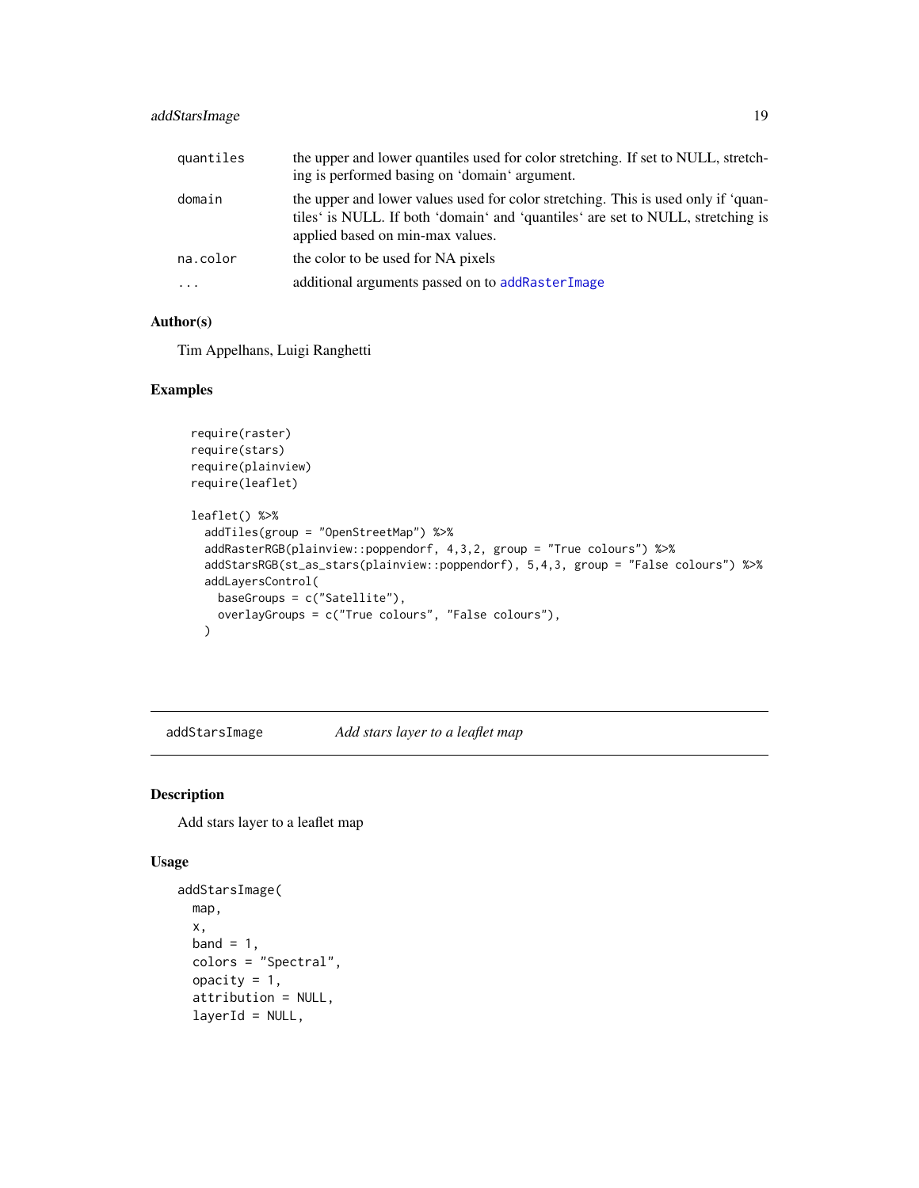| | |
|---|---|
| quantiles | the upper and lower quantiles used for color stretching. If set to NULL, stretching is performed basing on 'domain' argument. |
| domain | the upper and lower values used for color stretching. This is used only if 'quantiles' is NULL. If both 'domain' and 'quantiles' are set to NULL, stretching is applied based on min-max values. |
| na.color | the color to be used for NA pixels |
| ... | additional arguments passed on to addRasterImage |

### Author(s)

Tim Appelhans, Luigi Ranghetti

### Examples

```
require(raster)
require(stars)
require(plainview)
require(leaflet)

leaflet() %>%
  addTiles(group = "OpenStreetMap") %>%
  addRasterRGB(plainview::poppendorf, 4,3,2, group = "True colours") %>%
  addStarsRGB(st_as_stars(plainview::poppendorf), 5,4,3, group = "False colours") %>%
  addLayersControl(
    baseGroups = c("Satellite"),
    overlayGroups = c("True colours", "False colours"),
  )
```

---

## addStarsImage *Add stars layer to a leaflet map*

### Description

Add stars layer to a leaflet map

### Usage

```
addStarsImage(
  map,
  x,
  band = 1,
  colors = "Spectral",
  opacity = 1,
  attribution = NULL,
  layerId = NULL,
```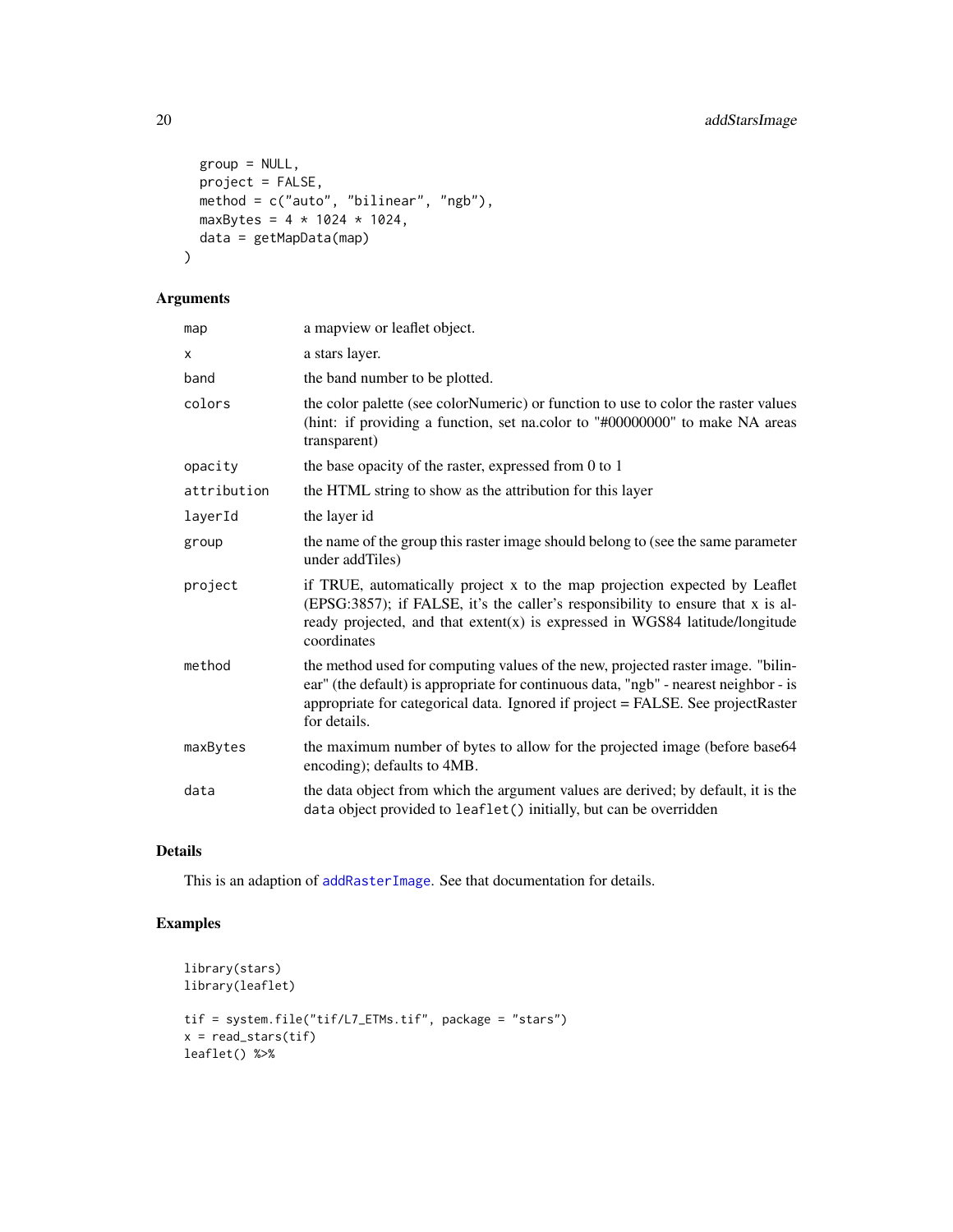```
  group = NULL,
  project = FALSE,
  method = c("auto", "bilinear", "ngb"),
  maxBytes = 4 * 1024 * 1024,
  data = getMapData(map)
)
```

## Arguments

| | |
|---|---|
| `map` | a mapview or leaflet object. |
| `x` | a stars layer. |
| `band` | the band number to be plotted. |
| `colors` | the color palette (see colorNumeric) or function to use to color the raster values (hint: if providing a function, set na.color to "#00000000" to make NA areas transparent) |
| `opacity` | the base opacity of the raster, expressed from 0 to 1 |
| `attribution` | the HTML string to show as the attribution for this layer |
| `layerId` | the layer id |
| `group` | the name of the group this raster image should belong to (see the same parameter under addTiles) |
| `project` | if TRUE, automatically project x to the map projection expected by Leaflet (EPSG:3857); if FALSE, it's the caller's responsibility to ensure that x is already projected, and that extent(x) is expressed in WGS84 latitude/longitude coordinates |
| `method` | the method used for computing values of the new, projected raster image. "bilinear" (the default) is appropriate for continuous data, "ngb" - nearest neighbor - is appropriate for categorical data. Ignored if project = FALSE. See projectRaster for details. |
| `maxBytes` | the maximum number of bytes to allow for the projected image (before base64 encoding); defaults to 4MB. |
| `data` | the data object from which the argument values are derived; by default, it is the `data` object provided to `leaflet()` initially, but can be overridden |

## Details

This is an adaption of `addRasterImage`. See that documentation for details.

## Examples

```
library(stars)
library(leaflet)

tif = system.file("tif/L7_ETMs.tif", package = "stars")
x = read_stars(tif)
leaflet() %>%
```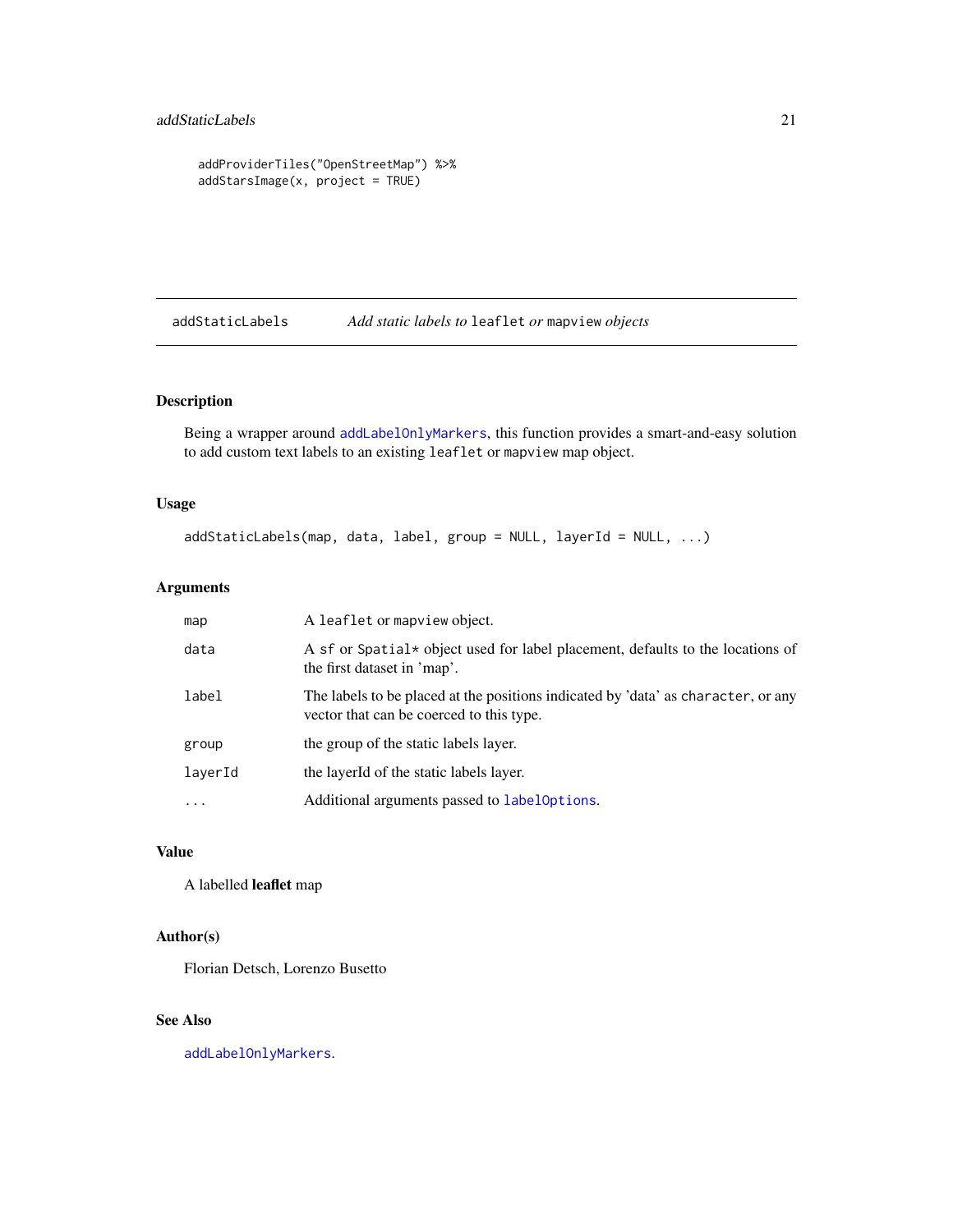```
addProviderTiles("OpenStreetMap") %>%
addStarsImage(x, project = TRUE)
```

## addStaticLabels *Add static labels to* `leaflet` *or* `mapview` *objects*

### Description

Being a wrapper around `addLabelOnlyMarkers`, this function provides a smart-and-easy solution to add custom text labels to an existing `leaflet` or `mapview` map object.

### Usage

```
addStaticLabels(map, data, label, group = NULL, layerId = NULL, ...)
```

### Arguments

| | |
|---|---|
| `map` | A `leaflet` or `mapview` object. |
| `data` | A `sf` or `Spatial*` object used for label placement, defaults to the locations of the first dataset in 'map'. |
| `label` | The labels to be placed at the positions indicated by 'data' as `character`, or any vector that can be coerced to this type. |
| `group` | the group of the static labels layer. |
| `layerId` | the layerId of the static labels layer. |
| `...` | Additional arguments passed to `labelOptions`. |

### Value

A labelled **leaflet** map

### Author(s)

Florian Detsch, Lorenzo Busetto

### See Also

`addLabelOnlyMarkers`.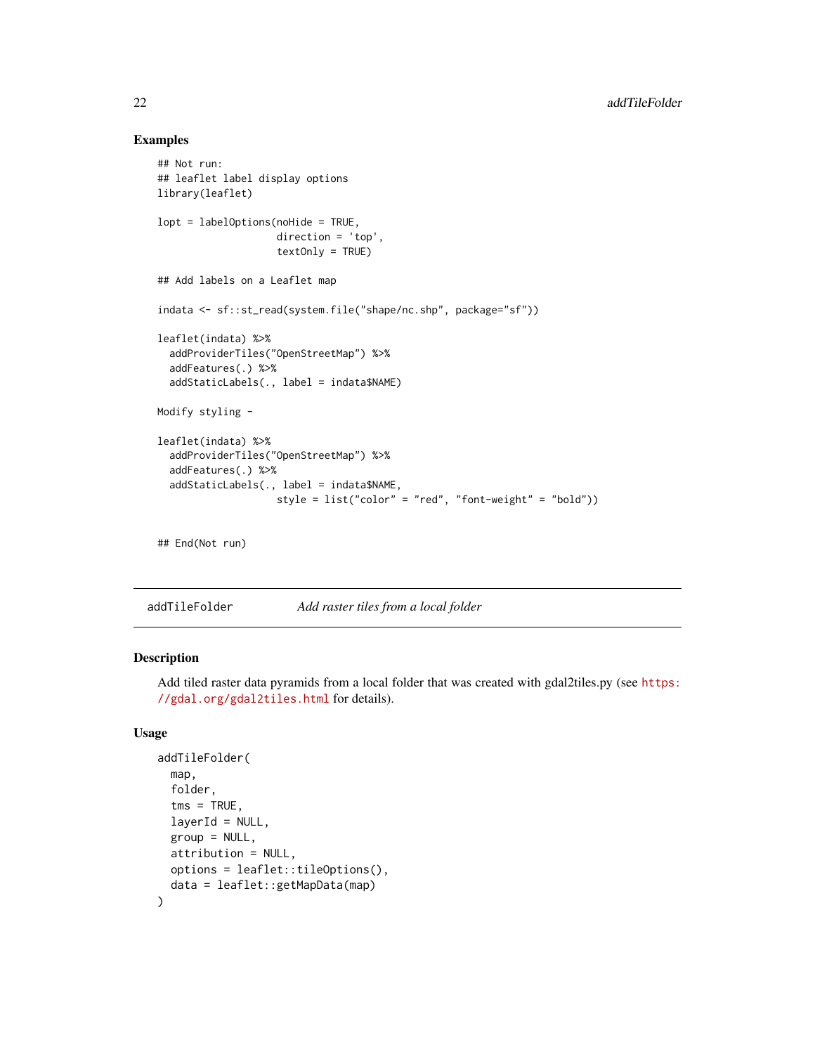## Examples

```
## Not run:
## leaflet label display options
library(leaflet)

lopt = labelOptions(noHide = TRUE,
                    direction = 'top',
                    textOnly = TRUE)

## Add labels on a Leaflet map

indata <- sf::st_read(system.file("shape/nc.shp", package="sf"))

leaflet(indata) %>%
  addProviderTiles("OpenStreetMap") %>%
  addFeatures(.) %>%
  addStaticLabels(., label = indata$NAME)

Modify styling -

leaflet(indata) %>%
  addProviderTiles("OpenStreetMap") %>%
  addFeatures(.) %>%
  addStaticLabels(., label = indata$NAME,
                  style = list("color" = "red", "font-weight" = "bold"))


## End(Not run)
```

---

`addTileFolder` *Add raster tiles from a local folder*

---

## Description

Add tiled raster data pyramids from a local folder that was created with gdal2tiles.py (see https://gdal.org/gdal2tiles.html for details).

## Usage

```
addTileFolder(
  map,
  folder,
  tms = TRUE,
  layerId = NULL,
  group = NULL,
  attribution = NULL,
  options = leaflet::tileOptions(),
  data = leaflet::getMapData(map)
)
```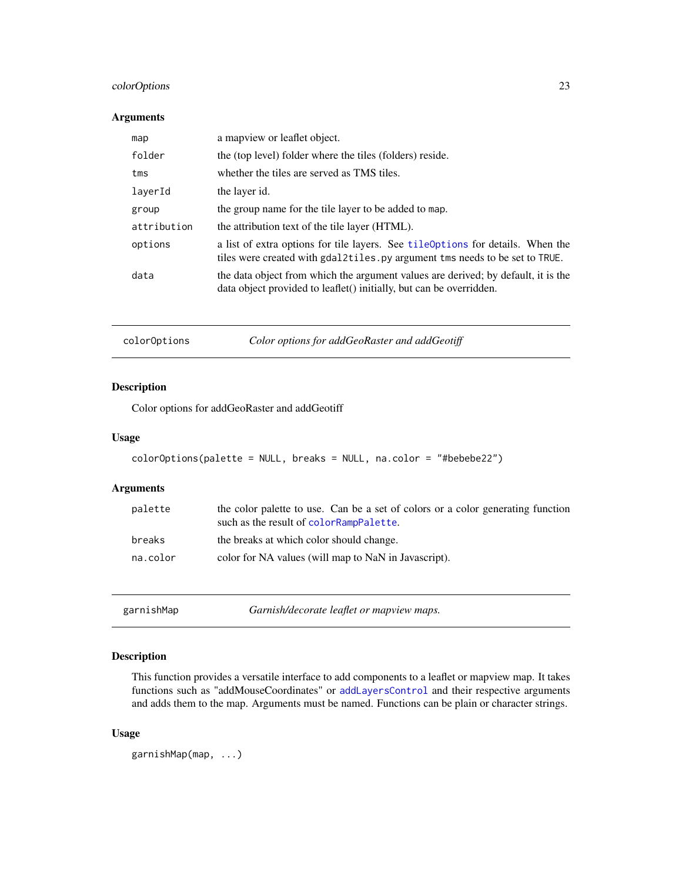### Arguments

| | |
|---|---|
| `map` | a mapview or leaflet object. |
| `folder` | the (top level) folder where the tiles (folders) reside. |
| `tms` | whether the tiles are served as TMS tiles. |
| `layerId` | the layer id. |
| `group` | the group name for the tile layer to be added to `map`. |
| `attribution` | the attribution text of the tile layer (HTML). |
| `options` | a list of extra options for tile layers. See `tileOptions` for details. When the tiles were created with `gdal2tiles.py` argument `tms` needs to be set to `TRUE`. |
| `data` | the data object from which the argument values are derived; by default, it is the data object provided to leaflet() initially, but can be overridden. |

---

## colorOptions — *Color options for addGeoRaster and addGeotiff*

### Description

Color options for addGeoRaster and addGeotiff

### Usage

```
colorOptions(palette = NULL, breaks = NULL, na.color = "#bebebe22")
```

### Arguments

| | |
|---|---|
| `palette` | the color palette to use. Can be a set of colors or a color generating function such as the result of `colorRampPalette`. |
| `breaks` | the breaks at which color should change. |
| `na.color` | color for NA values (will map to NaN in Javascript). |

---

## garnishMap — *Garnish/decorate leaflet or mapview maps.*

### Description

This function provides a versatile interface to add components to a leaflet or mapview map. It takes functions such as "addMouseCoordinates" or `addLayersControl` and their respective arguments and adds them to the map. Arguments must be named. Functions can be plain or character strings.

### Usage

```
garnishMap(map, ...)
```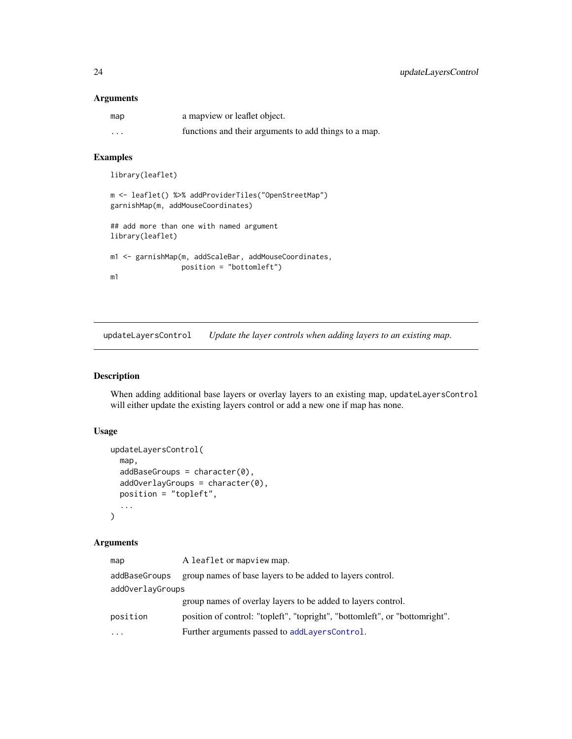### Arguments

| | |
|---|---|
| `map` | a mapview or leaflet object. |
| `...` | functions and their arguments to add things to a map. |

### Examples

```
library(leaflet)

m <- leaflet() %>% addProviderTiles("OpenStreetMap")
garnishMap(m, addMouseCoordinates)

## add more than one with named argument
library(leaflet)

m1 <- garnishMap(m, addScaleBar, addMouseCoordinates,
                 position = "bottomleft")
m1
```

---

## updateLayersControl — *Update the layer controls when adding layers to an existing map.*

---

### Description

When adding additional base layers or overlay layers to an existing map, `updateLayersControl` will either update the existing layers control or add a new one if map has none.

### Usage

```
updateLayersControl(
  map,
  addBaseGroups = character(0),
  addOverlayGroups = character(0),
  position = "topleft",
  ...
)
```

### Arguments

| | |
|---|---|
| `map` | A `leaflet` or `mapview` map. |
| `addBaseGroups` | group names of base layers to be added to layers control. |
| `addOverlayGroups` | group names of overlay layers to be added to layers control. |
| `position` | position of control: "topleft", "topright", "bottomleft", or "bottomright". |
| `...` | Further arguments passed to `addLayersControl`. |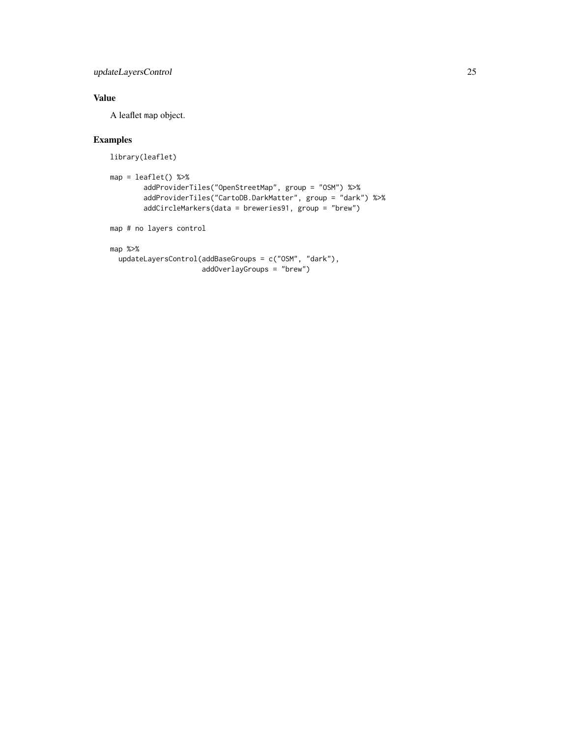## Value

A leaflet `map` object.

## Examples

```
library(leaflet)

map = leaflet() %>%
        addProviderTiles("OpenStreetMap", group = "OSM") %>%
        addProviderTiles("CartoDB.DarkMatter", group = "dark") %>%
        addCircleMarkers(data = breweries91, group = "brew")

map # no layers control

map %>%
  updateLayersControl(addBaseGroups = c("OSM", "dark"),
                      addOverlayGroups = "brew")
```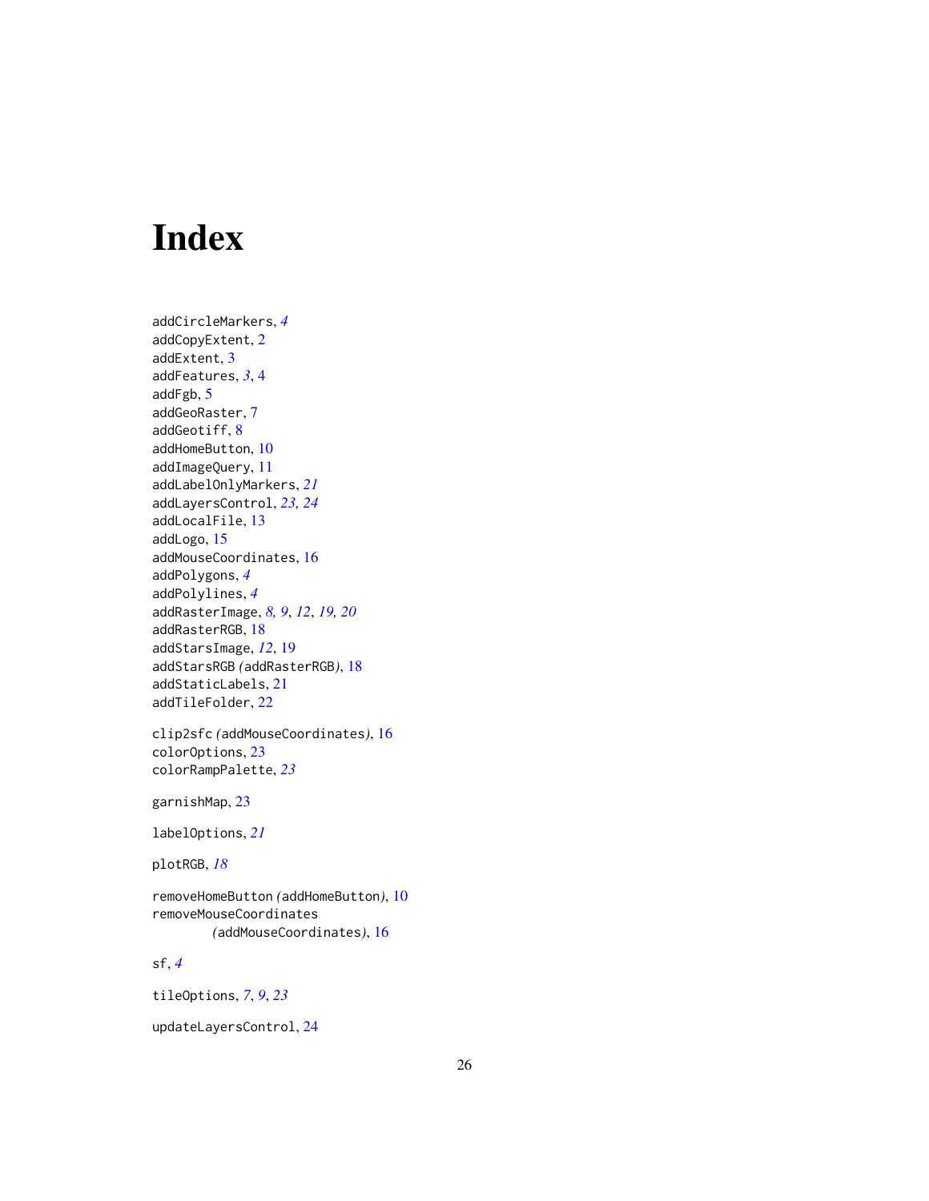# Index

addCircleMarkers, *4*
addCopyExtent, 2
addExtent, 3
addFeatures, *3*, 4
addFgb, 5
addGeoRaster, 7
addGeotiff, 8
addHomeButton, 10
addImageQuery, 11
addLabelOnlyMarkers, *21*
addLayersControl, *23, 24*
addLocalFile, 13
addLogo, 15
addMouseCoordinates, 16
addPolygons, *4*
addPolylines, *4*
addRasterImage, *8, 9*, *12*, *19, 20*
addRasterRGB, 18
addStarsImage, *12*, 19
addStarsRGB *(*addRasterRGB*)*, 18
addStaticLabels, 21
addTileFolder, 22

clip2sfc *(*addMouseCoordinates*)*, 16
colorOptions, 23
colorRampPalette, *23*

garnishMap, 23

labelOptions, *21*

plotRGB, *18*

removeHomeButton *(*addHomeButton*)*, 10
removeMouseCoordinates
    *(*addMouseCoordinates*)*, 16

sf, *4*

tileOptions, *7*, *9*, *23*

updateLayersControl, 24